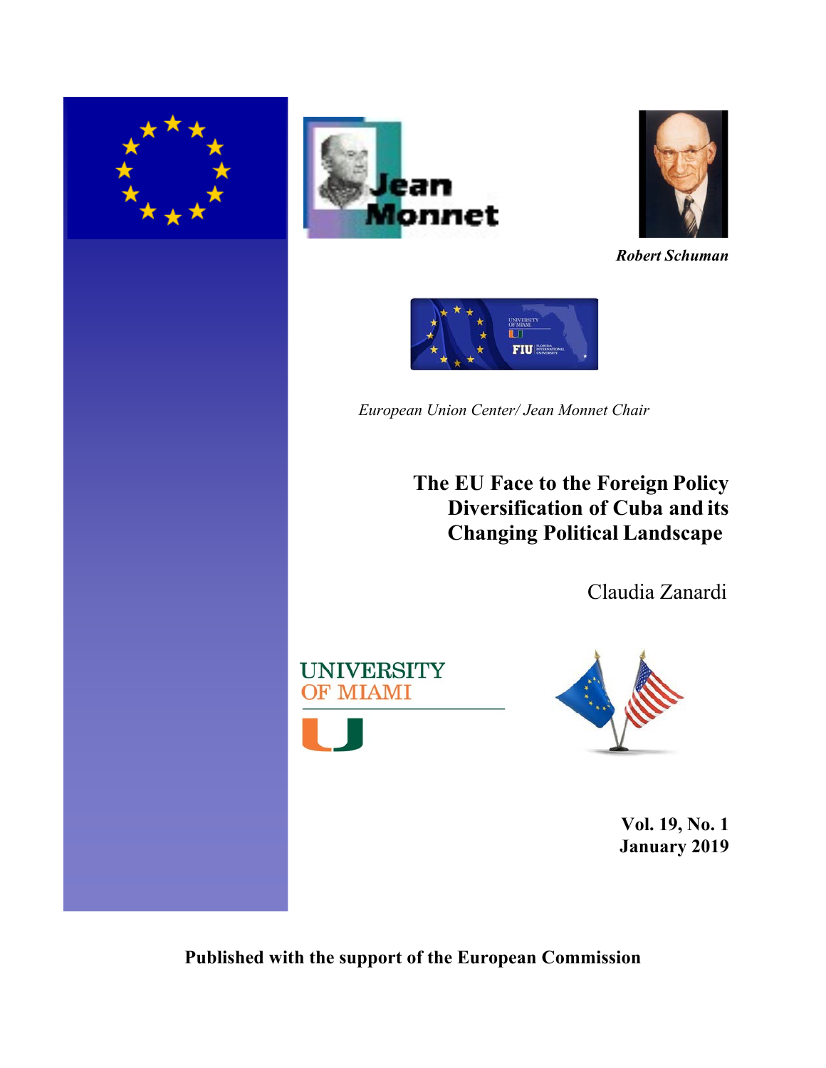*Robert Schuman*

*European Union Center/ Jean Monnet Chair*

# The EU Face to the Foreign Policy Diversification of Cuba and its Changing Political Landscape

Claudia Zanardi

**Vol. 19, No. 1**
**January 2019**

**Published with the support of the European Commission**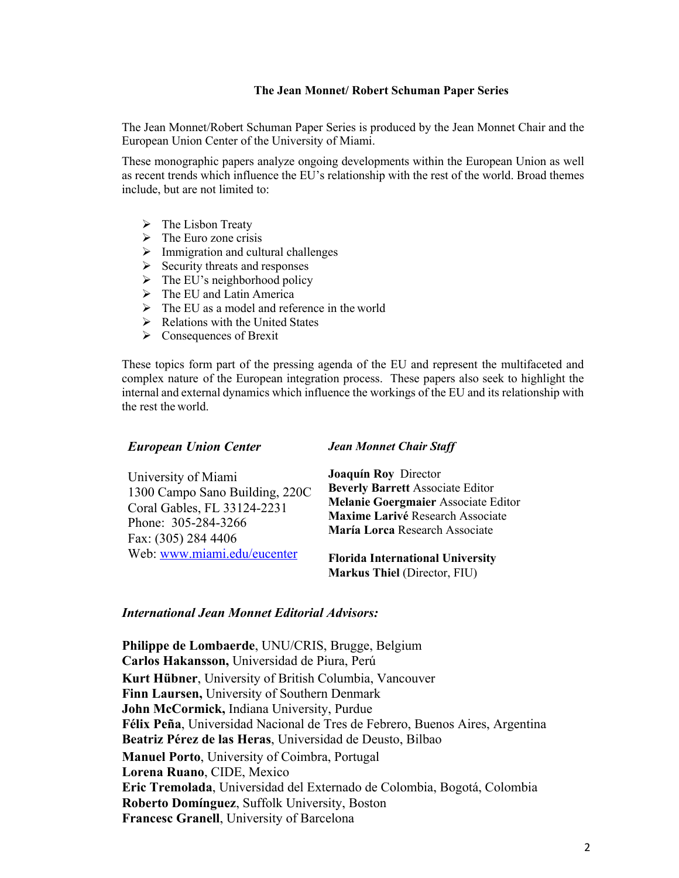## The Jean Monnet/ Robert Schuman Paper Series

The Jean Monnet/Robert Schuman Paper Series is produced by the Jean Monnet Chair and the European Union Center of the University of Miami.

These monographic papers analyze ongoing developments within the European Union as well as recent trends which influence the EU's relationship with the rest of the world. Broad themes include, but are not limited to:

- The Lisbon Treaty
- The Euro zone crisis
- Immigration and cultural challenges
- Security threats and responses
- The EU's neighborhood policy
- The EU and Latin America
- The EU as a model and reference in the world
- Relations with the United States
- Consequences of Brexit

These topics form part of the pressing agenda of the EU and represent the multifaceted and complex nature of the European integration process. These papers also seek to highlight the internal and external dynamics which influence the workings of the EU and its relationship with the rest the world.

***European Union Center***

University of Miami
1300 Campo Sano Building, 220C
Coral Gables, FL 33124-2231
Phone: 305-284-3266
Fax: (305) 284 4406
Web: www.miami.edu/eucenter

***Jean Monnet Chair Staff***

**Joaquín Roy** Director
**Beverly Barrett** Associate Editor
**Melanie Goergmaier** Associate Editor
**Maxime Larivé** Research Associate
**María Lorca** Research Associate

**Florida International University**
**Markus Thiel** (Director, FIU)

***International Jean Monnet Editorial Advisors:***

**Philippe de Lombaerde**, UNU/CRIS, Brugge, Belgium
**Carlos Hakansson,** Universidad de Piura, Perú
**Kurt Hübner**, University of British Columbia, Vancouver
**Finn Laursen,** University of Southern Denmark
**John McCormick,** Indiana University, Purdue
**Félix Peña**, Universidad Nacional de Tres de Febrero, Buenos Aires, Argentina
**Beatriz Pérez de las Heras**, Universidad de Deusto, Bilbao
**Manuel Porto**, University of Coimbra, Portugal
**Lorena Ruano**, CIDE, Mexico
**Eric Tremolada**, Universidad del Externado de Colombia, Bogotá, Colombia
**Roberto Domínguez**, Suffolk University, Boston
**Francesc Granell**, University of Barcelona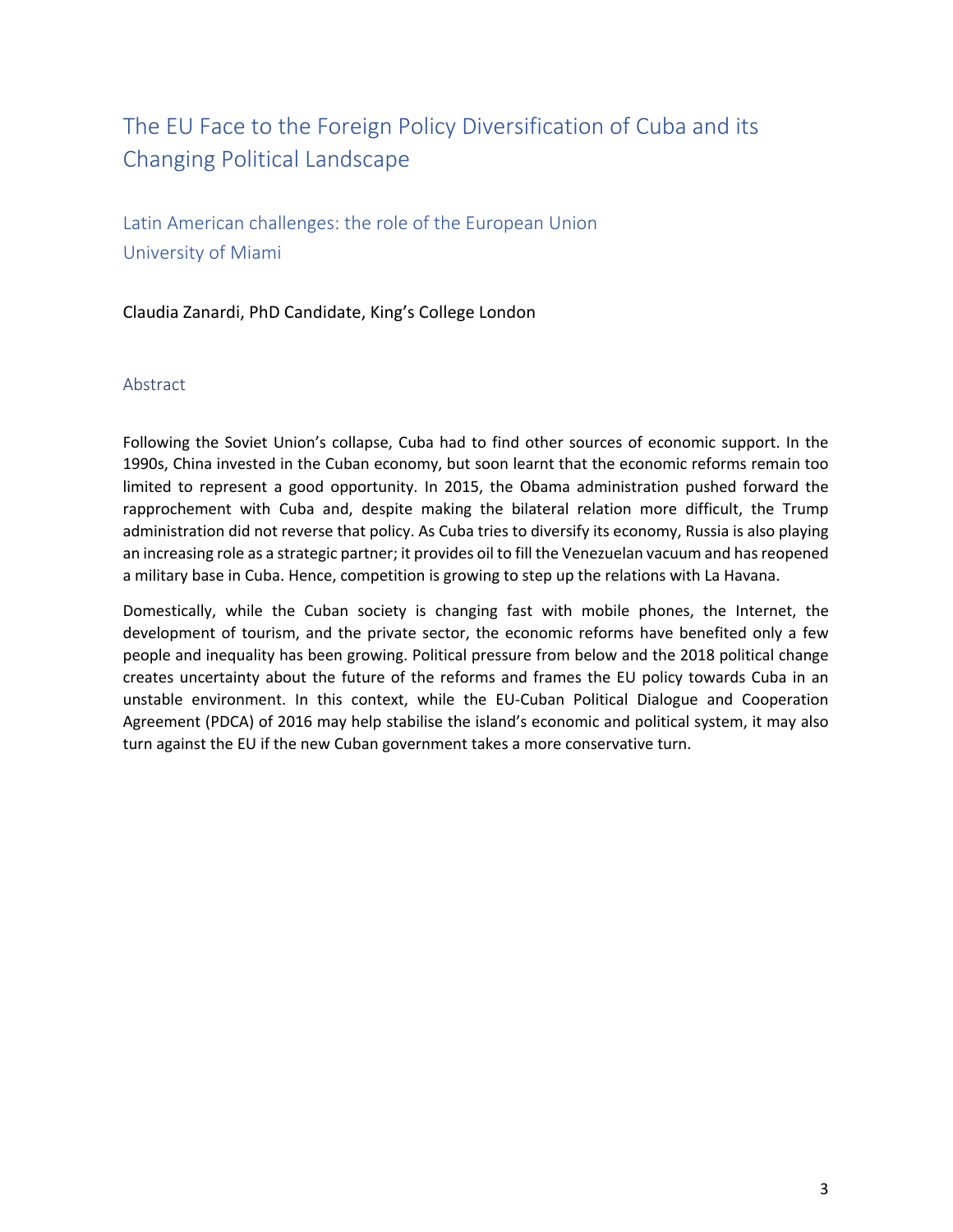# The EU Face to the Foreign Policy Diversification of Cuba and its Changing Political Landscape

## Latin American challenges: the role of the European Union
## University of Miami

Claudia Zanardi, PhD Candidate, King's College London

### Abstract

Following the Soviet Union's collapse, Cuba had to find other sources of economic support. In the 1990s, China invested in the Cuban economy, but soon learnt that the economic reforms remain too limited to represent a good opportunity. In 2015, the Obama administration pushed forward the rapprochement with Cuba and, despite making the bilateral relation more difficult, the Trump administration did not reverse that policy. As Cuba tries to diversify its economy, Russia is also playing an increasing role as a strategic partner; it provides oil to fill the Venezuelan vacuum and has reopened a military base in Cuba. Hence, competition is growing to step up the relations with La Havana.

Domestically, while the Cuban society is changing fast with mobile phones, the Internet, the development of tourism, and the private sector, the economic reforms have benefited only a few people and inequality has been growing. Political pressure from below and the 2018 political change creates uncertainty about the future of the reforms and frames the EU policy towards Cuba in an unstable environment. In this context, while the EU-Cuban Political Dialogue and Cooperation Agreement (PDCA) of 2016 may help stabilise the island's economic and political system, it may also turn against the EU if the new Cuban government takes a more conservative turn.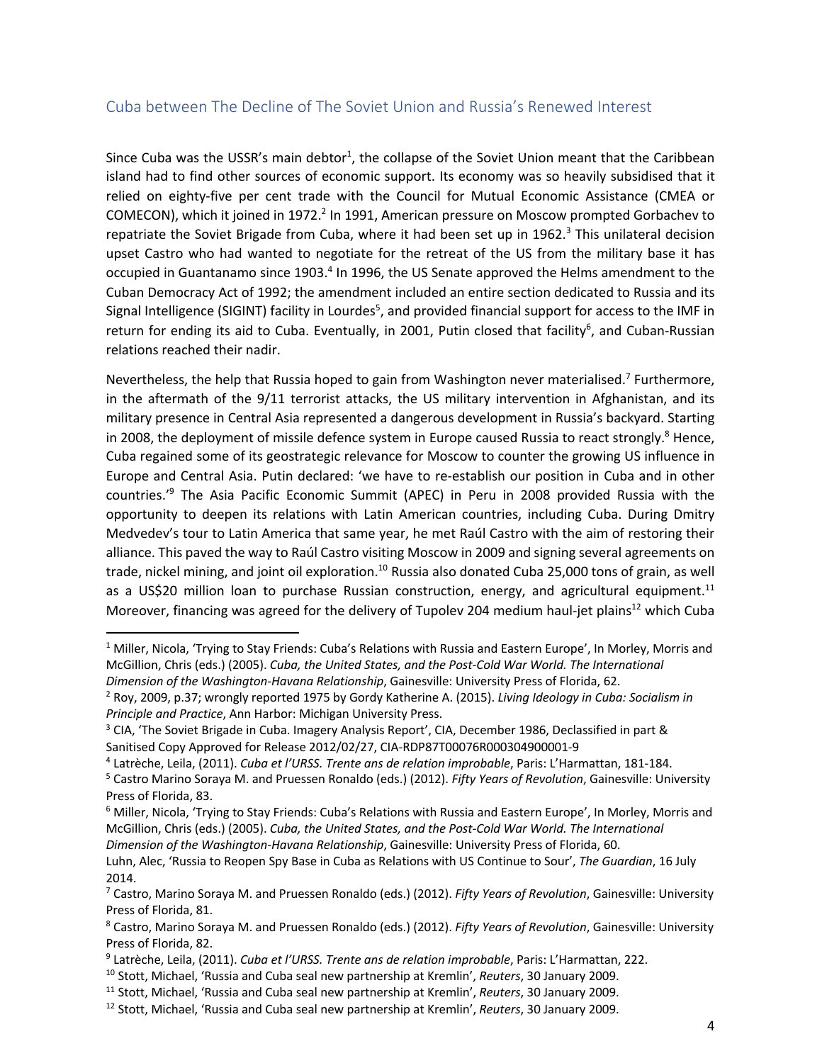## Cuba between The Decline of The Soviet Union and Russia's Renewed Interest

Since Cuba was the USSR's main debtor[1], the collapse of the Soviet Union meant that the Caribbean island had to find other sources of economic support. Its economy was so heavily subsidised that it relied on eighty-five per cent trade with the Council for Mutual Economic Assistance (CMEA or COMECON), which it joined in 1972.[2] In 1991, American pressure on Moscow prompted Gorbachev to repatriate the Soviet Brigade from Cuba, where it had been set up in 1962.[3] This unilateral decision upset Castro who had wanted to negotiate for the retreat of the US from the military base it has occupied in Guantanamo since 1903.[4] In 1996, the US Senate approved the Helms amendment to the Cuban Democracy Act of 1992; the amendment included an entire section dedicated to Russia and its Signal Intelligence (SIGINT) facility in Lourdes[5], and provided financial support for access to the IMF in return for ending its aid to Cuba. Eventually, in 2001, Putin closed that facility[6], and Cuban-Russian relations reached their nadir.

Nevertheless, the help that Russia hoped to gain from Washington never materialised.[7] Furthermore, in the aftermath of the 9/11 terrorist attacks, the US military intervention in Afghanistan, and its military presence in Central Asia represented a dangerous development in Russia's backyard. Starting in 2008, the deployment of missile defence system in Europe caused Russia to react strongly.[8] Hence, Cuba regained some of its geostrategic relevance for Moscow to counter the growing US influence in Europe and Central Asia. Putin declared: 'we have to re-establish our position in Cuba and in other countries.'[9] The Asia Pacific Economic Summit (APEC) in Peru in 2008 provided Russia with the opportunity to deepen its relations with Latin American countries, including Cuba. During Dmitry Medvedev's tour to Latin America that same year, he met Raúl Castro with the aim of restoring their alliance. This paved the way to Raúl Castro visiting Moscow in 2009 and signing several agreements on trade, nickel mining, and joint oil exploration.[10] Russia also donated Cuba 25,000 tons of grain, as well as a US$20 million loan to purchase Russian construction, energy, and agricultural equipment.[11] Moreover, financing was agreed for the delivery of Tupolev 204 medium haul-jet plains[12] which Cuba

---

[1] Miller, Nicola, 'Trying to Stay Friends: Cuba's Relations with Russia and Eastern Europe', In Morley, Morris and McGillion, Chris (eds.) (2005). *Cuba, the United States, and the Post-Cold War World. The International Dimension of the Washington-Havana Relationship*, Gainesville: University Press of Florida, 62.

[2] Roy, 2009, p.37; wrongly reported 1975 by Gordy Katherine A. (2015). *Living Ideology in Cuba: Socialism in Principle and Practice*, Ann Harbor: Michigan University Press.

[3] CIA, 'The Soviet Brigade in Cuba. Imagery Analysis Report', CIA, December 1986, Declassified in part & Sanitised Copy Approved for Release 2012/02/27, CIA-RDP87T00076R000304900001-9

[4] Latrèche, Leila, (2011). *Cuba et l'URSS. Trente ans de relation improbable*, Paris: L'Harmattan, 181-184.

[5] Castro Marino Soraya M. and Pruessen Ronaldo (eds.) (2012). *Fifty Years of Revolution*, Gainesville: University Press of Florida, 83.

[6] Miller, Nicola, 'Trying to Stay Friends: Cuba's Relations with Russia and Eastern Europe', In Morley, Morris and McGillion, Chris (eds.) (2005). *Cuba, the United States, and the Post-Cold War World. The International Dimension of the Washington-Havana Relationship*, Gainesville: University Press of Florida, 60.
Luhn, Alec, 'Russia to Reopen Spy Base in Cuba as Relations with US Continue to Sour', *The Guardian*, 16 July 2014.

[7] Castro, Marino Soraya M. and Pruessen Ronaldo (eds.) (2012). *Fifty Years of Revolution*, Gainesville: University Press of Florida, 81.

[8] Castro, Marino Soraya M. and Pruessen Ronaldo (eds.) (2012). *Fifty Years of Revolution*, Gainesville: University Press of Florida, 82.

[9] Latrèche, Leila, (2011). *Cuba et l'URSS. Trente ans de relation improbable*, Paris: L'Harmattan, 222.

[10] Stott, Michael, 'Russia and Cuba seal new partnership at Kremlin', *Reuters*, 30 January 2009.

[11] Stott, Michael, 'Russia and Cuba seal new partnership at Kremlin', *Reuters*, 30 January 2009.

[12] Stott, Michael, 'Russia and Cuba seal new partnership at Kremlin', *Reuters*, 30 January 2009.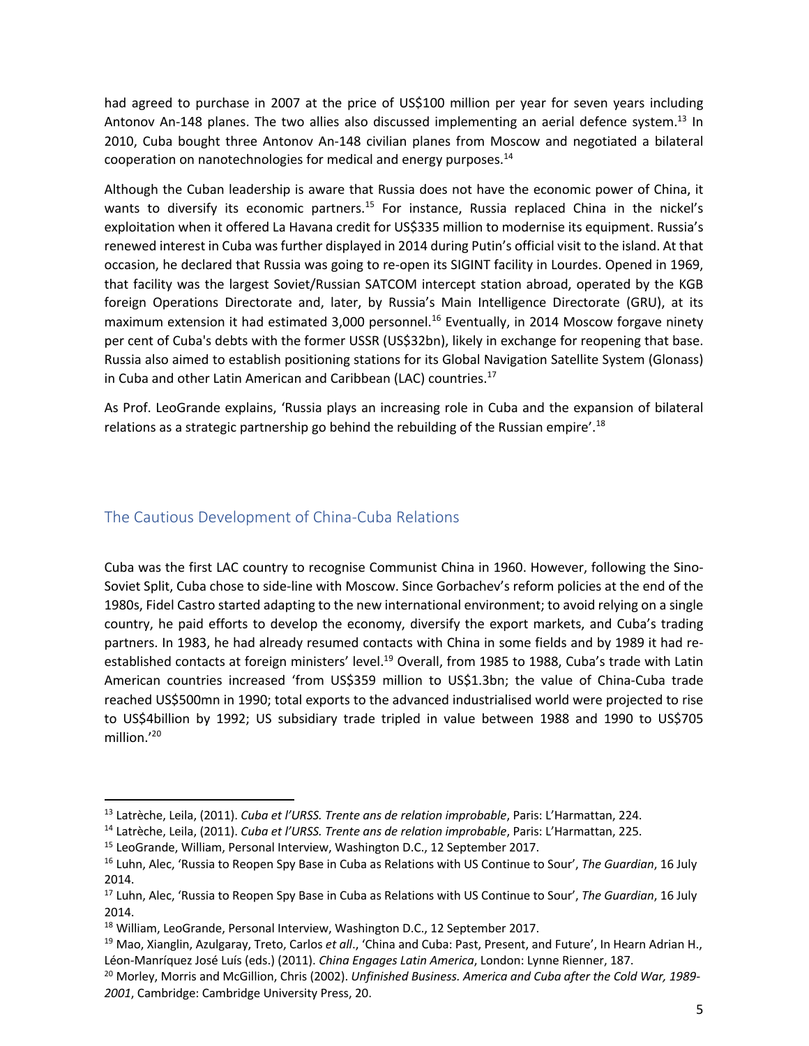had agreed to purchase in 2007 at the price of US$100 million per year for seven years including Antonov An-148 planes. The two allies also discussed implementing an aerial defence system.[13] In 2010, Cuba bought three Antonov An-148 civilian planes from Moscow and negotiated a bilateral cooperation on nanotechnologies for medical and energy purposes.[14]

Although the Cuban leadership is aware that Russia does not have the economic power of China, it wants to diversify its economic partners.[15] For instance, Russia replaced China in the nickel's exploitation when it offered La Havana credit for US$335 million to modernise its equipment. Russia's renewed interest in Cuba was further displayed in 2014 during Putin's official visit to the island. At that occasion, he declared that Russia was going to re-open its SIGINT facility in Lourdes. Opened in 1969, that facility was the largest Soviet/Russian SATCOM intercept station abroad, operated by the KGB foreign Operations Directorate and, later, by Russia's Main Intelligence Directorate (GRU), at its maximum extension it had estimated 3,000 personnel.[16] Eventually, in 2014 Moscow forgave ninety per cent of Cuba's debts with the former USSR (US$32bn), likely in exchange for reopening that base. Russia also aimed to establish positioning stations for its Global Navigation Satellite System (Glonass) in Cuba and other Latin American and Caribbean (LAC) countries.[17]

As Prof. LeoGrande explains, 'Russia plays an increasing role in Cuba and the expansion of bilateral relations as a strategic partnership go behind the rebuilding of the Russian empire'.[18]

## The Cautious Development of China-Cuba Relations

Cuba was the first LAC country to recognise Communist China in 1960. However, following the Sino-Soviet Split, Cuba chose to side-line with Moscow. Since Gorbachev's reform policies at the end of the 1980s, Fidel Castro started adapting to the new international environment; to avoid relying on a single country, he paid efforts to develop the economy, diversify the export markets, and Cuba's trading partners. In 1983, he had already resumed contacts with China in some fields and by 1989 it had re-established contacts at foreign ministers' level.[19] Overall, from 1985 to 1988, Cuba's trade with Latin American countries increased 'from US$359 million to US$1.3bn; the value of China-Cuba trade reached US$500mn in 1990; total exports to the advanced industrialised world were projected to rise to US$4billion by 1992; US subsidiary trade tripled in value between 1988 and 1990 to US$705 million.'[20]

---

[13] Latrèche, Leila, (2011). *Cuba et l'URSS. Trente ans de relation improbable*, Paris: L'Harmattan, 224.

[14] Latrèche, Leila, (2011). *Cuba et l'URSS. Trente ans de relation improbable*, Paris: L'Harmattan, 225.

[15] LeoGrande, William, Personal Interview, Washington D.C., 12 September 2017.

[16] Luhn, Alec, 'Russia to Reopen Spy Base in Cuba as Relations with US Continue to Sour', *The Guardian*, 16 July 2014.

[17] Luhn, Alec, 'Russia to Reopen Spy Base in Cuba as Relations with US Continue to Sour', *The Guardian*, 16 July 2014.

[18] William, LeoGrande, Personal Interview, Washington D.C., 12 September 2017.

[19] Mao, Xianglin, Azulgaray, Treto, Carlos *et all*., 'China and Cuba: Past, Present, and Future', In Hearn Adrian H., Léon-Manríquez José Luís (eds.) (2011). *China Engages Latin America*, London: Lynne Rienner, 187.

[20] Morley, Morris and McGillion, Chris (2002). *Unfinished Business. America and Cuba after the Cold War, 1989-2001*, Cambridge: Cambridge University Press, 20.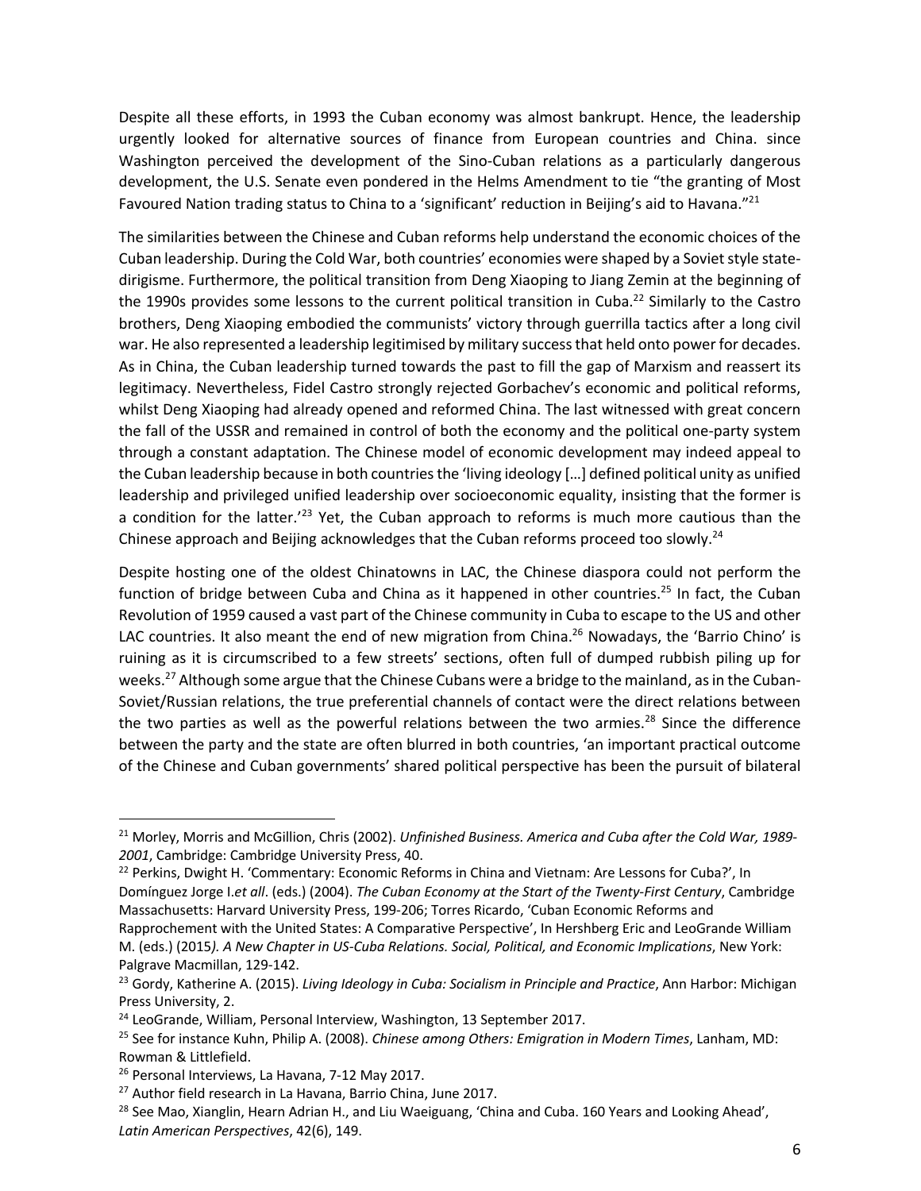Despite all these efforts, in 1993 the Cuban economy was almost bankrupt. Hence, the leadership urgently looked for alternative sources of finance from European countries and China. since Washington perceived the development of the Sino-Cuban relations as a particularly dangerous development, the U.S. Senate even pondered in the Helms Amendment to tie "the granting of Most Favoured Nation trading status to China to a 'significant' reduction in Beijing's aid to Havana."[21]

The similarities between the Chinese and Cuban reforms help understand the economic choices of the Cuban leadership. During the Cold War, both countries' economies were shaped by a Soviet style state-dirigisme. Furthermore, the political transition from Deng Xiaoping to Jiang Zemin at the beginning of the 1990s provides some lessons to the current political transition in Cuba.[22] Similarly to the Castro brothers, Deng Xiaoping embodied the communists' victory through guerrilla tactics after a long civil war. He also represented a leadership legitimised by military success that held onto power for decades. As in China, the Cuban leadership turned towards the past to fill the gap of Marxism and reassert its legitimacy. Nevertheless, Fidel Castro strongly rejected Gorbachev's economic and political reforms, whilst Deng Xiaoping had already opened and reformed China. The last witnessed with great concern the fall of the USSR and remained in control of both the economy and the political one-party system through a constant adaptation. The Chinese model of economic development may indeed appeal to the Cuban leadership because in both countries the 'living ideology […] defined political unity as unified leadership and privileged unified leadership over socioeconomic equality, insisting that the former is a condition for the latter.'[23] Yet, the Cuban approach to reforms is much more cautious than the Chinese approach and Beijing acknowledges that the Cuban reforms proceed too slowly.[24]

Despite hosting one of the oldest Chinatowns in LAC, the Chinese diaspora could not perform the function of bridge between Cuba and China as it happened in other countries.[25] In fact, the Cuban Revolution of 1959 caused a vast part of the Chinese community in Cuba to escape to the US and other LAC countries. It also meant the end of new migration from China.[26] Nowadays, the 'Barrio Chino' is ruining as it is circumscribed to a few streets' sections, often full of dumped rubbish piling up for weeks.[27] Although some argue that the Chinese Cubans were a bridge to the mainland, as in the Cuban-Soviet/Russian relations, the true preferential channels of contact were the direct relations between the two parties as well as the powerful relations between the two armies.[28] Since the difference between the party and the state are often blurred in both countries, 'an important practical outcome of the Chinese and Cuban governments' shared political perspective has been the pursuit of bilateral

---

[21] Morley, Morris and McGillion, Chris (2002). *Unfinished Business. America and Cuba after the Cold War, 1989-2001*, Cambridge: Cambridge University Press, 40.

[22] Perkins, Dwight H. 'Commentary: Economic Reforms in China and Vietnam: Are Lessons for Cuba?', In Domínguez Jorge I.*et all*. (eds.) (2004). *The Cuban Economy at the Start of the Twenty-First Century*, Cambridge Massachusetts: Harvard University Press, 199-206; Torres Ricardo, 'Cuban Economic Reforms and Rapprochement with the United States: A Comparative Perspective', In Hershberg Eric and LeoGrande William M. (eds.) (2015*). A New Chapter in US-Cuba Relations. Social, Political, and Economic Implications*, New York: Palgrave Macmillan, 129-142.

[23] Gordy, Katherine A. (2015). *Living Ideology in Cuba: Socialism in Principle and Practice*, Ann Harbor: Michigan Press University, 2.

[24] LeoGrande, William, Personal Interview, Washington, 13 September 2017.

[25] See for instance Kuhn, Philip A. (2008). *Chinese among Others: Emigration in Modern Times*, Lanham, MD: Rowman & Littlefield.

[26] Personal Interviews, La Havana, 7-12 May 2017.

[27] Author field research in La Havana, Barrio China, June 2017.

[28] See Mao, Xianglin, Hearn Adrian H., and Liu Waeiguang, 'China and Cuba. 160 Years and Looking Ahead', *Latin American Perspectives*, 42(6), 149.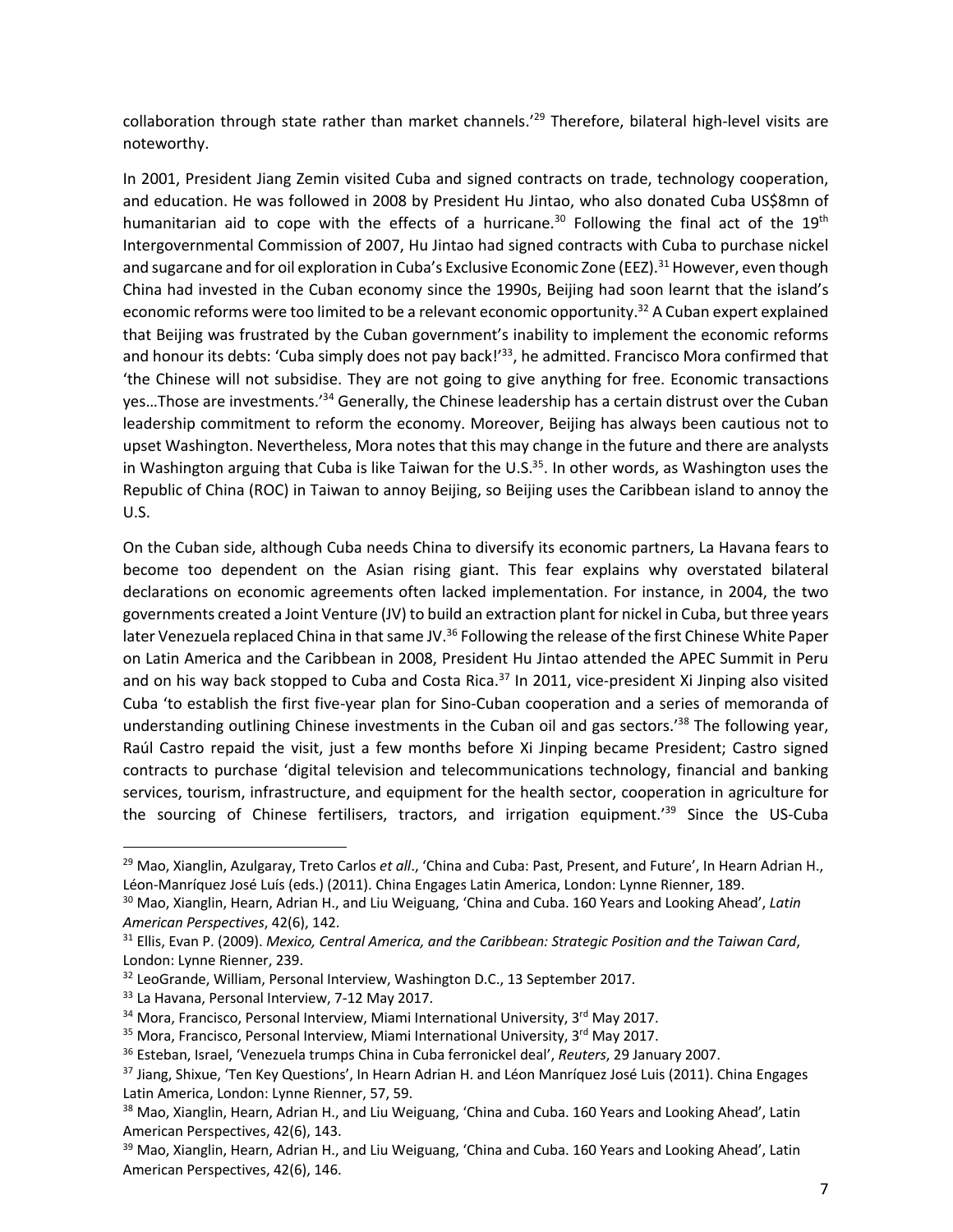collaboration through state rather than market channels.'[29] Therefore, bilateral high-level visits are noteworthy.

In 2001, President Jiang Zemin visited Cuba and signed contracts on trade, technology cooperation, and education. He was followed in 2008 by President Hu Jintao, who also donated Cuba US$8mn of humanitarian aid to cope with the effects of a hurricane.[30] Following the final act of the 19th Intergovernmental Commission of 2007, Hu Jintao had signed contracts with Cuba to purchase nickel and sugarcane and for oil exploration in Cuba's Exclusive Economic Zone (EEZ).[31] However, even though China had invested in the Cuban economy since the 1990s, Beijing had soon learnt that the island's economic reforms were too limited to be a relevant economic opportunity.[32] A Cuban expert explained that Beijing was frustrated by the Cuban government's inability to implement the economic reforms and honour its debts: 'Cuba simply does not pay back!'[33], he admitted. Francisco Mora confirmed that 'the Chinese will not subsidise. They are not going to give anything for free. Economic transactions yes…Those are investments.'[34] Generally, the Chinese leadership has a certain distrust over the Cuban leadership commitment to reform the economy. Moreover, Beijing has always been cautious not to upset Washington. Nevertheless, Mora notes that this may change in the future and there are analysts in Washington arguing that Cuba is like Taiwan for the U.S.[35]. In other words, as Washington uses the Republic of China (ROC) in Taiwan to annoy Beijing, so Beijing uses the Caribbean island to annoy the U.S.

On the Cuban side, although Cuba needs China to diversify its economic partners, La Havana fears to become too dependent on the Asian rising giant. This fear explains why overstated bilateral declarations on economic agreements often lacked implementation. For instance, in 2004, the two governments created a Joint Venture (JV) to build an extraction plant for nickel in Cuba, but three years later Venezuela replaced China in that same JV.[36] Following the release of the first Chinese White Paper on Latin America and the Caribbean in 2008, President Hu Jintao attended the APEC Summit in Peru and on his way back stopped to Cuba and Costa Rica.[37] In 2011, vice-president Xi Jinping also visited Cuba 'to establish the first five-year plan for Sino-Cuban cooperation and a series of memoranda of understanding outlining Chinese investments in the Cuban oil and gas sectors.'[38] The following year, Raúl Castro repaid the visit, just a few months before Xi Jinping became President; Castro signed contracts to purchase 'digital television and telecommunications technology, financial and banking services, tourism, infrastructure, and equipment for the health sector, cooperation in agriculture for the sourcing of Chinese fertilisers, tractors, and irrigation equipment.'[39] Since the US-Cuba

---

[29] Mao, Xianglin, Azulgaray, Treto Carlos *et all*., 'China and Cuba: Past, Present, and Future', In Hearn Adrian H., Léon-Manríquez José Luís (eds.) (2011). China Engages Latin America, London: Lynne Rienner, 189.

[30] Mao, Xianglin, Hearn, Adrian H., and Liu Weiguang, 'China and Cuba. 160 Years and Looking Ahead', *Latin American Perspectives*, 42(6), 142.

[31] Ellis, Evan P. (2009). *Mexico, Central America, and the Caribbean: Strategic Position and the Taiwan Card*, London: Lynne Rienner, 239.

[32] LeoGrande, William, Personal Interview, Washington D.C., 13 September 2017.

[33] La Havana, Personal Interview, 7-12 May 2017.

[34] Mora, Francisco, Personal Interview, Miami International University, 3rd May 2017.

[35] Mora, Francisco, Personal Interview, Miami International University, 3rd May 2017.

[36] Esteban, Israel, 'Venezuela trumps China in Cuba ferronickel deal', *Reuters*, 29 January 2007.

[37] Jiang, Shixue, 'Ten Key Questions', In Hearn Adrian H. and Léon Manríquez José Luis (2011). China Engages Latin America, London: Lynne Rienner, 57, 59.

[38] Mao, Xianglin, Hearn, Adrian H., and Liu Weiguang, 'China and Cuba. 160 Years and Looking Ahead', Latin American Perspectives, 42(6), 143.

[39] Mao, Xianglin, Hearn, Adrian H., and Liu Weiguang, 'China and Cuba. 160 Years and Looking Ahead', Latin American Perspectives, 42(6), 146.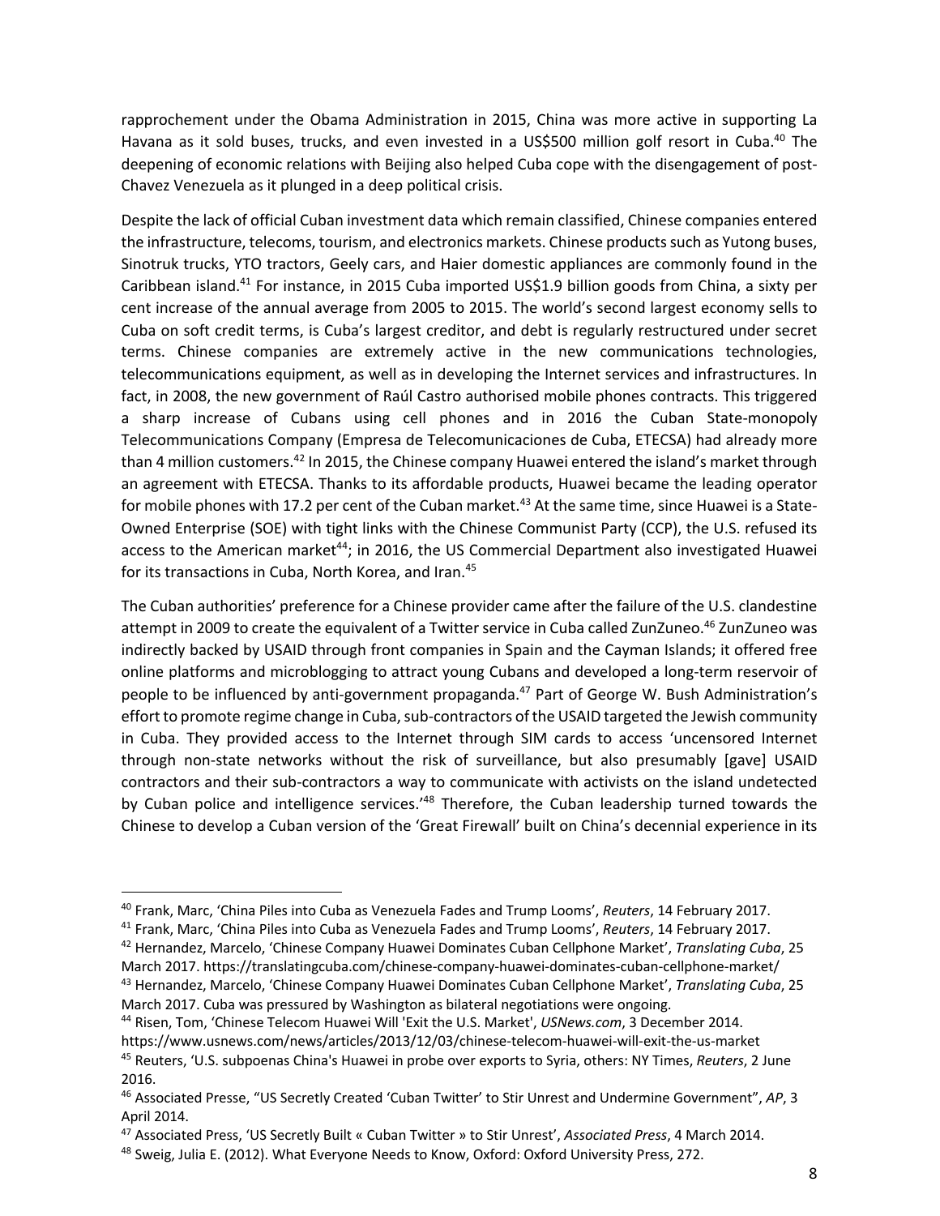rapprochement under the Obama Administration in 2015, China was more active in supporting La Havana as it sold buses, trucks, and even invested in a US$500 million golf resort in Cuba.[40] The deepening of economic relations with Beijing also helped Cuba cope with the disengagement of post-Chavez Venezuela as it plunged in a deep political crisis.

Despite the lack of official Cuban investment data which remain classified, Chinese companies entered the infrastructure, telecoms, tourism, and electronics markets. Chinese products such as Yutong buses, Sinotruk trucks, YTO tractors, Geely cars, and Haier domestic appliances are commonly found in the Caribbean island.[41] For instance, in 2015 Cuba imported US$1.9 billion goods from China, a sixty per cent increase of the annual average from 2005 to 2015. The world's second largest economy sells to Cuba on soft credit terms, is Cuba's largest creditor, and debt is regularly restructured under secret terms. Chinese companies are extremely active in the new communications technologies, telecommunications equipment, as well as in developing the Internet services and infrastructures. In fact, in 2008, the new government of Raúl Castro authorised mobile phones contracts. This triggered a sharp increase of Cubans using cell phones and in 2016 the Cuban State-monopoly Telecommunications Company (Empresa de Telecomunicaciones de Cuba, ETECSA) had already more than 4 million customers.[42] In 2015, the Chinese company Huawei entered the island's market through an agreement with ETECSA. Thanks to its affordable products, Huawei became the leading operator for mobile phones with 17.2 per cent of the Cuban market.[43] At the same time, since Huawei is a State-Owned Enterprise (SOE) with tight links with the Chinese Communist Party (CCP), the U.S. refused its access to the American market[44]; in 2016, the US Commercial Department also investigated Huawei for its transactions in Cuba, North Korea, and Iran.[45]

The Cuban authorities' preference for a Chinese provider came after the failure of the U.S. clandestine attempt in 2009 to create the equivalent of a Twitter service in Cuba called ZunZuneo.[46] ZunZuneo was indirectly backed by USAID through front companies in Spain and the Cayman Islands; it offered free online platforms and microblogging to attract young Cubans and developed a long-term reservoir of people to be influenced by anti-government propaganda.[47] Part of George W. Bush Administration's effort to promote regime change in Cuba, sub-contractors of the USAID targeted the Jewish community in Cuba. They provided access to the Internet through SIM cards to access 'uncensored Internet through non-state networks without the risk of surveillance, but also presumably [gave] USAID contractors and their sub-contractors a way to communicate with activists on the island undetected by Cuban police and intelligence services.'[48] Therefore, the Cuban leadership turned towards the Chinese to develop a Cuban version of the 'Great Firewall' built on China's decennial experience in its

---

[40] Frank, Marc, 'China Piles into Cuba as Venezuela Fades and Trump Looms', *Reuters*, 14 February 2017.

[41] Frank, Marc, 'China Piles into Cuba as Venezuela Fades and Trump Looms', *Reuters*, 14 February 2017.

[42] Hernandez, Marcelo, 'Chinese Company Huawei Dominates Cuban Cellphone Market', *Translating Cuba*, 25 March 2017. https://translatingcuba.com/chinese-company-huawei-dominates-cuban-cellphone-market/

[43] Hernandez, Marcelo, 'Chinese Company Huawei Dominates Cuban Cellphone Market', *Translating Cuba*, 25 March 2017. Cuba was pressured by Washington as bilateral negotiations were ongoing.

[44] Risen, Tom, 'Chinese Telecom Huawei Will 'Exit the U.S. Market', *USNews.com*, 3 December 2014. https://www.usnews.com/news/articles/2013/12/03/chinese-telecom-huawei-will-exit-the-us-market

[45] Reuters, 'U.S. subpoenas China's Huawei in probe over exports to Syria, others: NY Times, *Reuters*, 2 June 2016.

[46] Associated Presse, "US Secretly Created 'Cuban Twitter' to Stir Unrest and Undermine Government", *AP*, 3 April 2014.

[47] Associated Press, 'US Secretly Built « Cuban Twitter » to Stir Unrest', *Associated Press*, 4 March 2014.

[48] Sweig, Julia E. (2012). What Everyone Needs to Know, Oxford: Oxford University Press, 272.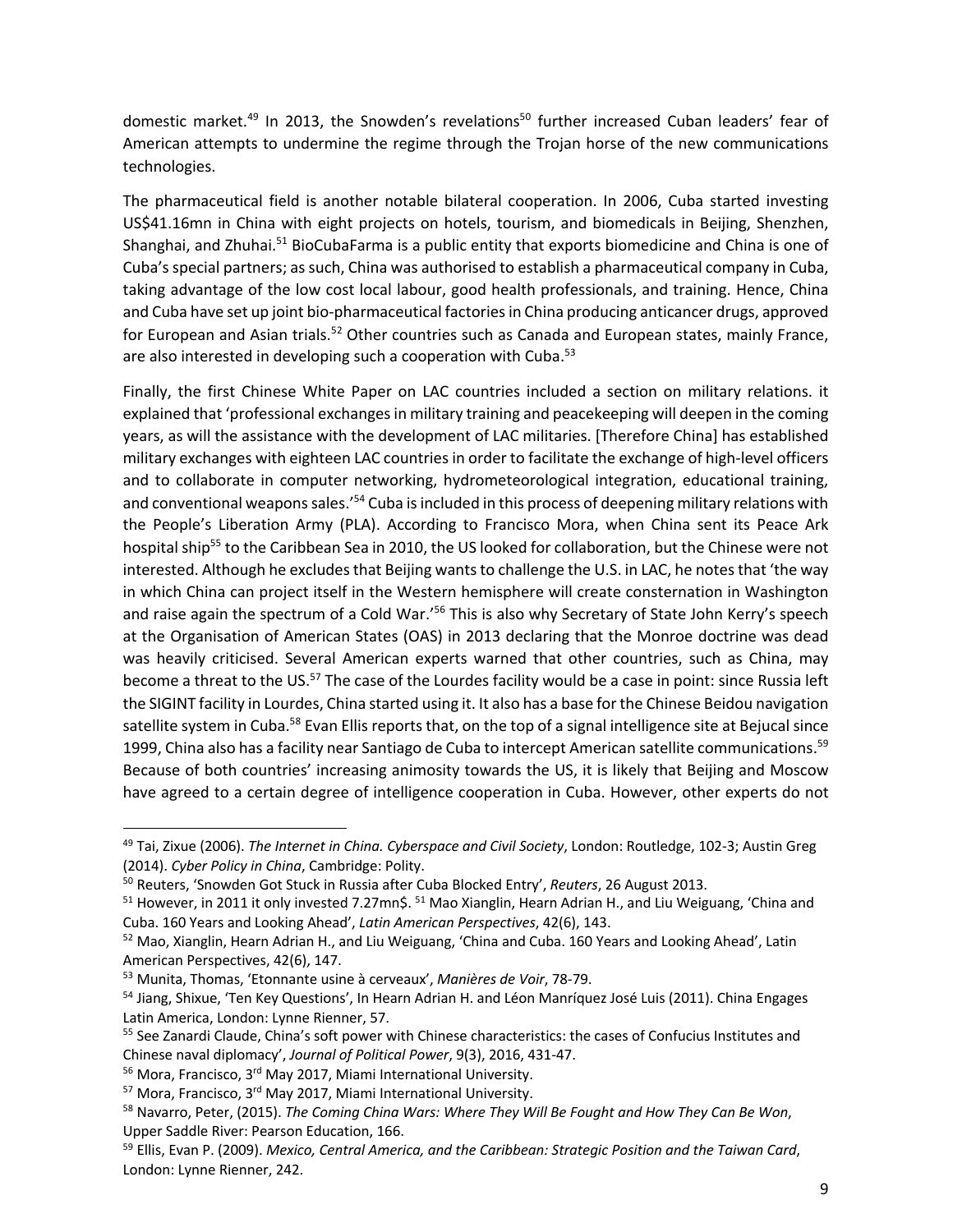domestic market.[49] In 2013, the Snowden's revelations[50] further increased Cuban leaders' fear of American attempts to undermine the regime through the Trojan horse of the new communications technologies.

The pharmaceutical field is another notable bilateral cooperation. In 2006, Cuba started investing US$41.16mn in China with eight projects on hotels, tourism, and biomedicals in Beijing, Shenzhen, Shanghai, and Zhuhai.[51] BioCubaFarma is a public entity that exports biomedicine and China is one of Cuba's special partners; as such, China was authorised to establish a pharmaceutical company in Cuba, taking advantage of the low cost local labour, good health professionals, and training. Hence, China and Cuba have set up joint bio-pharmaceutical factories in China producing anticancer drugs, approved for European and Asian trials.[52] Other countries such as Canada and European states, mainly France, are also interested in developing such a cooperation with Cuba.[53]

Finally, the first Chinese White Paper on LAC countries included a section on military relations. it explained that 'professional exchanges in military training and peacekeeping will deepen in the coming years, as will the assistance with the development of LAC militaries. [Therefore China] has established military exchanges with eighteen LAC countries in order to facilitate the exchange of high-level officers and to collaborate in computer networking, hydrometeorological integration, educational training, and conventional weapons sales.'[54] Cuba is included in this process of deepening military relations with the People's Liberation Army (PLA). According to Francisco Mora, when China sent its Peace Ark hospital ship[55] to the Caribbean Sea in 2010, the US looked for collaboration, but the Chinese were not interested. Although he excludes that Beijing wants to challenge the U.S. in LAC, he notes that 'the way in which China can project itself in the Western hemisphere will create consternation in Washington and raise again the spectrum of a Cold War.'[56] This is also why Secretary of State John Kerry's speech at the Organisation of American States (OAS) in 2013 declaring that the Monroe doctrine was dead was heavily criticised. Several American experts warned that other countries, such as China, may become a threat to the US.[57] The case of the Lourdes facility would be a case in point: since Russia left the SIGINT facility in Lourdes, China started using it. It also has a base for the Chinese Beidou navigation satellite system in Cuba.[58] Evan Ellis reports that, on the top of a signal intelligence site at Bejucal since 1999, China also has a facility near Santiago de Cuba to intercept American satellite communications.[59] Because of both countries' increasing animosity towards the US, it is likely that Beijing and Moscow have agreed to a certain degree of intelligence cooperation in Cuba. However, other experts do not

---

[49] Tai, Zixue (2006). *The Internet in China. Cyberspace and Civil Society*, London: Routledge, 102-3; Austin Greg (2014). *Cyber Policy in China*, Cambridge: Polity.

[50] Reuters, 'Snowden Got Stuck in Russia after Cuba Blocked Entry', *Reuters*, 26 August 2013.

[51] However, in 2011 it only invested 7.27mn$. [51] Mao Xianglin, Hearn Adrian H., and Liu Weiguang, 'China and Cuba. 160 Years and Looking Ahead', *Latin American Perspectives*, 42(6), 143.

[52] Mao, Xianglin, Hearn Adrian H., and Liu Weiguang, 'China and Cuba. 160 Years and Looking Ahead', Latin American Perspectives, 42(6), 147.

[53] Munita, Thomas, 'Etonnante usine à cerveaux', *Manières de Voir*, 78-79.

[54] Jiang, Shixue, 'Ten Key Questions', In Hearn Adrian H. and Léon Manríquez José Luis (2011). China Engages Latin America, London: Lynne Rienner, 57.

[55] See Zanardi Claude, China's soft power with Chinese characteristics: the cases of Confucius Institutes and Chinese naval diplomacy', *Journal of Political Power*, 9(3), 2016, 431-47.

[56] Mora, Francisco, 3rd May 2017, Miami International University.

[57] Mora, Francisco, 3rd May 2017, Miami International University.

[58] Navarro, Peter, (2015). *The Coming China Wars: Where They Will Be Fought and How They Can Be Won*, Upper Saddle River: Pearson Education, 166.

[59] Ellis, Evan P. (2009). *Mexico, Central America, and the Caribbean: Strategic Position and the Taiwan Card*, London: Lynne Rienner, 242.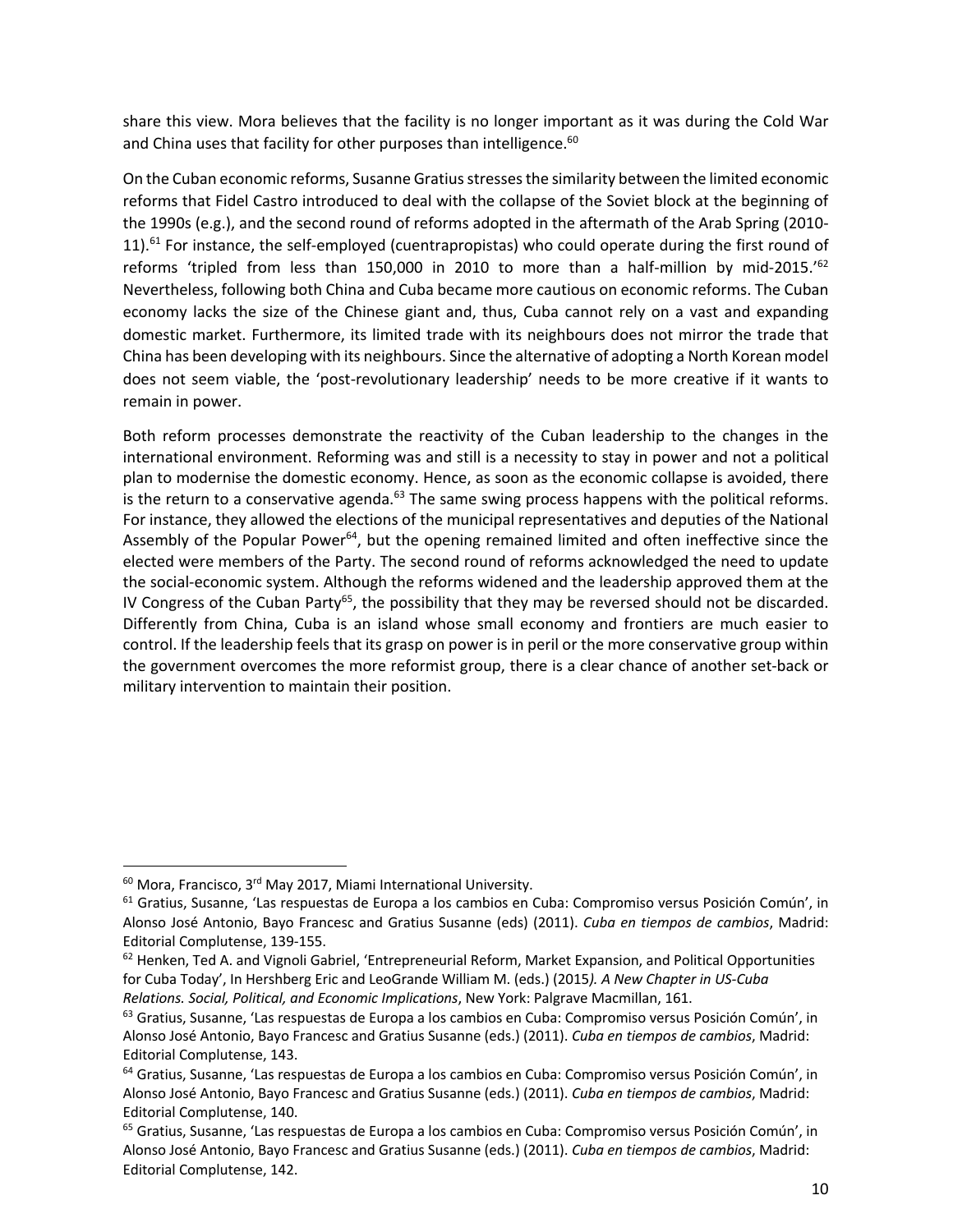share this view. Mora believes that the facility is no longer important as it was during the Cold War and China uses that facility for other purposes than intelligence.[60]

On the Cuban economic reforms, Susanne Gratius stresses the similarity between the limited economic reforms that Fidel Castro introduced to deal with the collapse of the Soviet block at the beginning of the 1990s (e.g.), and the second round of reforms adopted in the aftermath of the Arab Spring (2010-11).[61] For instance, the self-employed (cuentrapropistas) who could operate during the first round of reforms 'tripled from less than 150,000 in 2010 to more than a half-million by mid-2015.'[62] Nevertheless, following both China and Cuba became more cautious on economic reforms. The Cuban economy lacks the size of the Chinese giant and, thus, Cuba cannot rely on a vast and expanding domestic market. Furthermore, its limited trade with its neighbours does not mirror the trade that China has been developing with its neighbours. Since the alternative of adopting a North Korean model does not seem viable, the 'post-revolutionary leadership' needs to be more creative if it wants to remain in power.

Both reform processes demonstrate the reactivity of the Cuban leadership to the changes in the international environment. Reforming was and still is a necessity to stay in power and not a political plan to modernise the domestic economy. Hence, as soon as the economic collapse is avoided, there is the return to a conservative agenda.[63] The same swing process happens with the political reforms. For instance, they allowed the elections of the municipal representatives and deputies of the National Assembly of the Popular Power[64], but the opening remained limited and often ineffective since the elected were members of the Party. The second round of reforms acknowledged the need to update the social-economic system. Although the reforms widened and the leadership approved them at the IV Congress of the Cuban Party[65], the possibility that they may be reversed should not be discarded. Differently from China, Cuba is an island whose small economy and frontiers are much easier to control. If the leadership feels that its grasp on power is in peril or the more conservative group within the government overcomes the more reformist group, there is a clear chance of another set-back or military intervention to maintain their position.

---

[60] Mora, Francisco, 3rd May 2017, Miami International University.

[61] Gratius, Susanne, 'Las respuestas de Europa a los cambios en Cuba: Compromiso versus Posición Común', in Alonso José Antonio, Bayo Francesc and Gratius Susanne (eds) (2011). *Cuba en tiempos de cambios*, Madrid: Editorial Complutense, 139-155.

[62] Henken, Ted A. and Vignoli Gabriel, 'Entrepreneurial Reform, Market Expansion, and Political Opportunities for Cuba Today', In Hershberg Eric and LeoGrande William M. (eds.) (2015*). A New Chapter in US-Cuba Relations. Social, Political, and Economic Implications*, New York: Palgrave Macmillan, 161.

[63] Gratius, Susanne, 'Las respuestas de Europa a los cambios en Cuba: Compromiso versus Posición Común', in Alonso José Antonio, Bayo Francesc and Gratius Susanne (eds.) (2011). *Cuba en tiempos de cambios*, Madrid: Editorial Complutense, 143.

[64] Gratius, Susanne, 'Las respuestas de Europa a los cambios en Cuba: Compromiso versus Posición Común', in Alonso José Antonio, Bayo Francesc and Gratius Susanne (eds.) (2011). *Cuba en tiempos de cambios*, Madrid: Editorial Complutense, 140.

[65] Gratius, Susanne, 'Las respuestas de Europa a los cambios en Cuba: Compromiso versus Posición Común', in Alonso José Antonio, Bayo Francesc and Gratius Susanne (eds.) (2011). *Cuba en tiempos de cambios*, Madrid: Editorial Complutense, 142.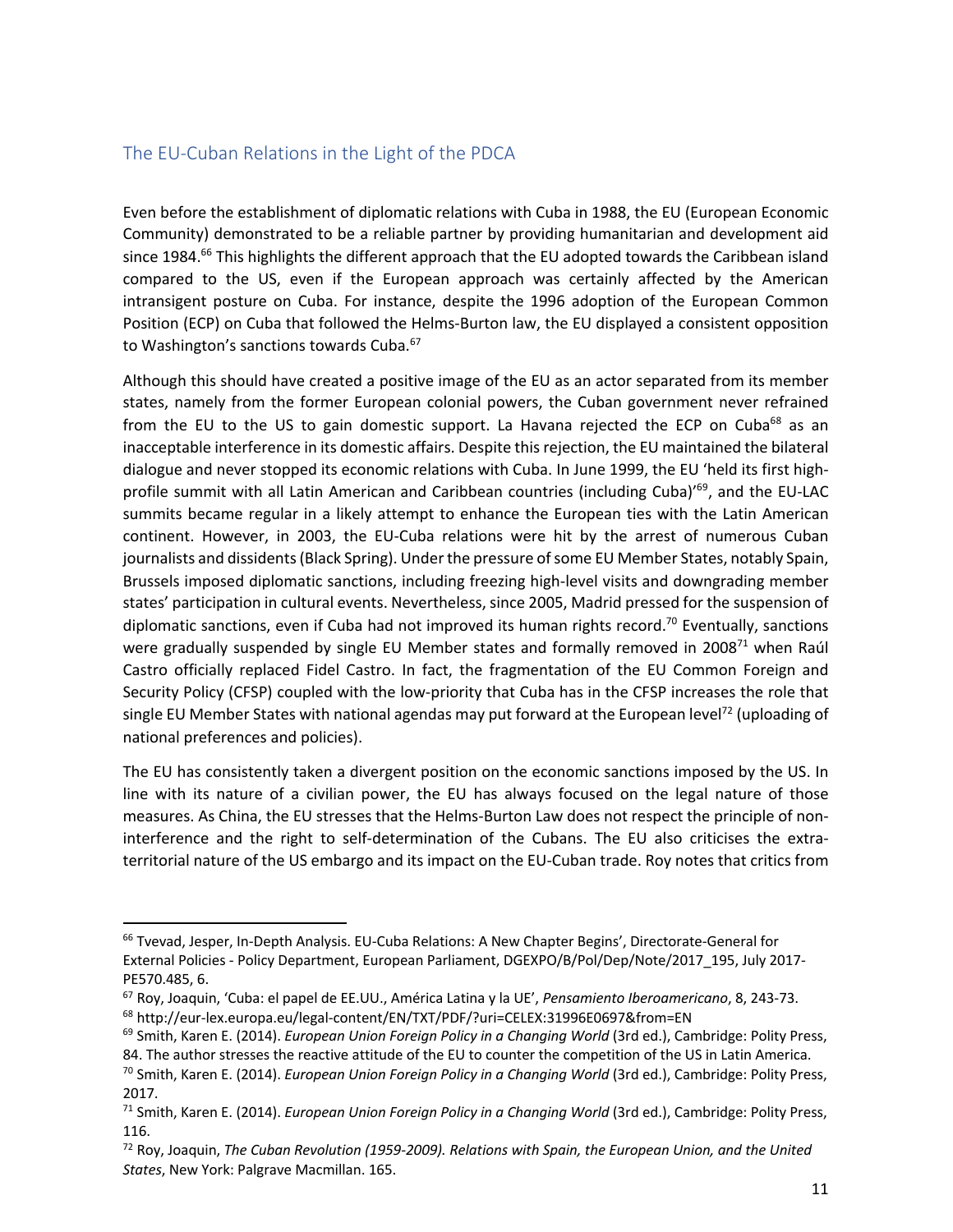## The EU-Cuban Relations in the Light of the PDCA

Even before the establishment of diplomatic relations with Cuba in 1988, the EU (European Economic Community) demonstrated to be a reliable partner by providing humanitarian and development aid since 1984.[66] This highlights the different approach that the EU adopted towards the Caribbean island compared to the US, even if the European approach was certainly affected by the American intransigent posture on Cuba. For instance, despite the 1996 adoption of the European Common Position (ECP) on Cuba that followed the Helms-Burton law, the EU displayed a consistent opposition to Washington's sanctions towards Cuba.[67]

Although this should have created a positive image of the EU as an actor separated from its member states, namely from the former European colonial powers, the Cuban government never refrained from the EU to the US to gain domestic support. La Havana rejected the ECP on Cuba[68] as an inacceptable interference in its domestic affairs. Despite this rejection, the EU maintained the bilateral dialogue and never stopped its economic relations with Cuba. In June 1999, the EU 'held its first high-profile summit with all Latin American and Caribbean countries (including Cuba)'[69], and the EU-LAC summits became regular in a likely attempt to enhance the European ties with the Latin American continent. However, in 2003, the EU-Cuba relations were hit by the arrest of numerous Cuban journalists and dissidents (Black Spring). Under the pressure of some EU Member States, notably Spain, Brussels imposed diplomatic sanctions, including freezing high-level visits and downgrading member states' participation in cultural events. Nevertheless, since 2005, Madrid pressed for the suspension of diplomatic sanctions, even if Cuba had not improved its human rights record.[70] Eventually, sanctions were gradually suspended by single EU Member states and formally removed in 2008[71] when Raúl Castro officially replaced Fidel Castro. In fact, the fragmentation of the EU Common Foreign and Security Policy (CFSP) coupled with the low-priority that Cuba has in the CFSP increases the role that single EU Member States with national agendas may put forward at the European level[72] (uploading of national preferences and policies).

The EU has consistently taken a divergent position on the economic sanctions imposed by the US. In line with its nature of a civilian power, the EU has always focused on the legal nature of those measures. As China, the EU stresses that the Helms-Burton Law does not respect the principle of non-interference and the right to self-determination of the Cubans. The EU also criticises the extra-territorial nature of the US embargo and its impact on the EU-Cuban trade. Roy notes that critics from

---

[66] Tvevad, Jesper, In-Depth Analysis. EU-Cuba Relations: A New Chapter Begins', Directorate-General for External Policies - Policy Department, European Parliament, DGEXPO/B/Pol/Dep/Note/2017_195, July 2017-PE570.485, 6.

[67] Roy, Joaquin, 'Cuba: el papel de EE.UU., América Latina y la UE', *Pensamiento Iberoamericano*, 8, 243-73.

[68] http://eur-lex.europa.eu/legal-content/EN/TXT/PDF/?uri=CELEX:31996E0697&from=EN

[69] Smith, Karen E. (2014). *European Union Foreign Policy in a Changing World* (3rd ed.), Cambridge: Polity Press, 84. The author stresses the reactive attitude of the EU to counter the competition of the US in Latin America.

[70] Smith, Karen E. (2014). *European Union Foreign Policy in a Changing World* (3rd ed.), Cambridge: Polity Press, 2017.

[71] Smith, Karen E. (2014). *European Union Foreign Policy in a Changing World* (3rd ed.), Cambridge: Polity Press, 116.

[72] Roy, Joaquin, *The Cuban Revolution (1959-2009). Relations with Spain, the European Union, and the United States*, New York: Palgrave Macmillan. 165.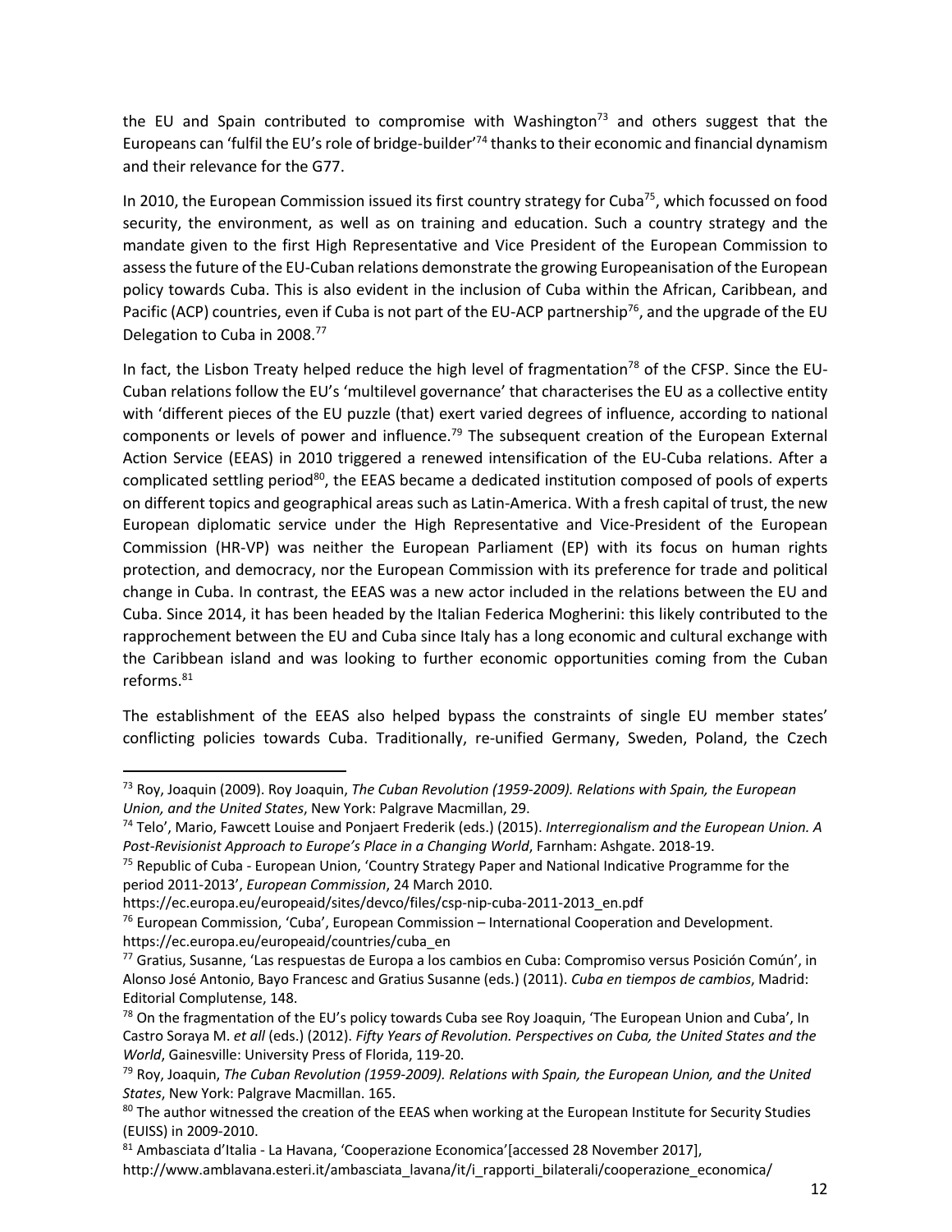the EU and Spain contributed to compromise with Washington[73] and others suggest that the Europeans can 'fulfil the EU's role of bridge-builder'[74] thanks to their economic and financial dynamism and their relevance for the G77.

In 2010, the European Commission issued its first country strategy for Cuba[75], which focussed on food security, the environment, as well as on training and education. Such a country strategy and the mandate given to the first High Representative and Vice President of the European Commission to assess the future of the EU-Cuban relations demonstrate the growing Europeanisation of the European policy towards Cuba. This is also evident in the inclusion of Cuba within the African, Caribbean, and Pacific (ACP) countries, even if Cuba is not part of the EU-ACP partnership[76], and the upgrade of the EU Delegation to Cuba in 2008.[77]

In fact, the Lisbon Treaty helped reduce the high level of fragmentation[78] of the CFSP. Since the EU-Cuban relations follow the EU's 'multilevel governance' that characterises the EU as a collective entity with 'different pieces of the EU puzzle (that) exert varied degrees of influence, according to national components or levels of power and influence.[79] The subsequent creation of the European External Action Service (EEAS) in 2010 triggered a renewed intensification of the EU-Cuba relations. After a complicated settling period[80], the EEAS became a dedicated institution composed of pools of experts on different topics and geographical areas such as Latin-America. With a fresh capital of trust, the new European diplomatic service under the High Representative and Vice-President of the European Commission (HR-VP) was neither the European Parliament (EP) with its focus on human rights protection, and democracy, nor the European Commission with its preference for trade and political change in Cuba. In contrast, the EEAS was a new actor included in the relations between the EU and Cuba. Since 2014, it has been headed by the Italian Federica Mogherini: this likely contributed to the rapprochement between the EU and Cuba since Italy has a long economic and cultural exchange with the Caribbean island and was looking to further economic opportunities coming from the Cuban reforms.[81]

The establishment of the EEAS also helped bypass the constraints of single EU member states' conflicting policies towards Cuba. Traditionally, re-unified Germany, Sweden, Poland, the Czech

---

[73] Roy, Joaquin (2009). Roy Joaquin, *The Cuban Revolution (1959-2009). Relations with Spain, the European Union, and the United States*, New York: Palgrave Macmillan, 29.

[74] Telo', Mario, Fawcett Louise and Ponjaert Frederik (eds.) (2015). *Interregionalism and the European Union. A Post-Revisionist Approach to Europe's Place in a Changing World*, Farnham: Ashgate. 2018-19.

[75] Republic of Cuba - European Union, 'Country Strategy Paper and National Indicative Programme for the period 2011-2013', *European Commission*, 24 March 2010. https://ec.europa.eu/europeaid/sites/devco/files/csp-nip-cuba-2011-2013_en.pdf

[76] European Commission, 'Cuba', European Commission – International Cooperation and Development. https://ec.europa.eu/europeaid/countries/cuba_en

[77] Gratius, Susanne, 'Las respuestas de Europa a los cambios en Cuba: Compromiso versus Posición Común', in Alonso José Antonio, Bayo Francesc and Gratius Susanne (eds.) (2011). *Cuba en tiempos de cambios*, Madrid: Editorial Complutense, 148.

[78] On the fragmentation of the EU's policy towards Cuba see Roy Joaquin, 'The European Union and Cuba', In Castro Soraya M. *et all* (eds.) (2012). *Fifty Years of Revolution. Perspectives on Cuba, the United States and the World*, Gainesville: University Press of Florida, 119-20.

[79] Roy, Joaquin, *The Cuban Revolution (1959-2009). Relations with Spain, the European Union, and the United States*, New York: Palgrave Macmillan. 165.

[80] The author witnessed the creation of the EEAS when working at the European Institute for Security Studies (EUISS) in 2009-2010.

[81] Ambasciata d'Italia - La Havana, 'Cooperazione Economica'[accessed 28 November 2017], http://www.amblavana.esteri.it/ambasciata_lavana/it/i_rapporti_bilaterali/cooperazione_economica/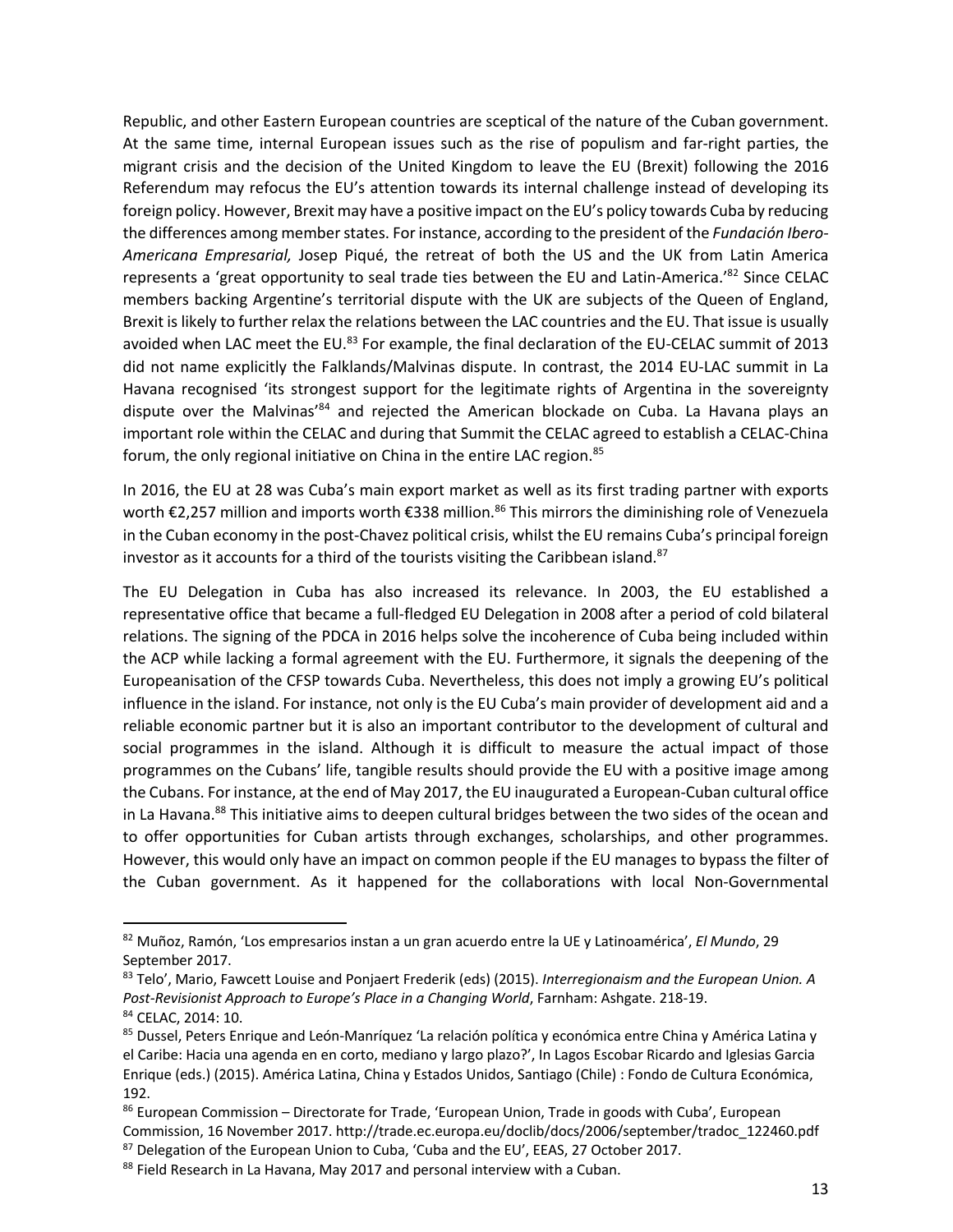Republic, and other Eastern European countries are sceptical of the nature of the Cuban government. At the same time, internal European issues such as the rise of populism and far-right parties, the migrant crisis and the decision of the United Kingdom to leave the EU (Brexit) following the 2016 Referendum may refocus the EU's attention towards its internal challenge instead of developing its foreign policy. However, Brexit may have a positive impact on the EU's policy towards Cuba by reducing the differences among member states. For instance, according to the president of the *Fundación Ibero-Americana Empresarial,* Josep Piqué, the retreat of both the US and the UK from Latin America represents a 'great opportunity to seal trade ties between the EU and Latin-America.'[82] Since CELAC members backing Argentine's territorial dispute with the UK are subjects of the Queen of England, Brexit is likely to further relax the relations between the LAC countries and the EU. That issue is usually avoided when LAC meet the EU.[83] For example, the final declaration of the EU-CELAC summit of 2013 did not name explicitly the Falklands/Malvinas dispute. In contrast, the 2014 EU-LAC summit in La Havana recognised 'its strongest support for the legitimate rights of Argentina in the sovereignty dispute over the Malvinas'[84] and rejected the American blockade on Cuba. La Havana plays an important role within the CELAC and during that Summit the CELAC agreed to establish a CELAC-China forum, the only regional initiative on China in the entire LAC region.[85]

In 2016, the EU at 28 was Cuba's main export market as well as its first trading partner with exports worth €2,257 million and imports worth €338 million.[86] This mirrors the diminishing role of Venezuela in the Cuban economy in the post-Chavez political crisis, whilst the EU remains Cuba's principal foreign investor as it accounts for a third of the tourists visiting the Caribbean island.[87]

The EU Delegation in Cuba has also increased its relevance. In 2003, the EU established a representative office that became a full-fledged EU Delegation in 2008 after a period of cold bilateral relations. The signing of the PDCA in 2016 helps solve the incoherence of Cuba being included within the ACP while lacking a formal agreement with the EU. Furthermore, it signals the deepening of the Europeanisation of the CFSP towards Cuba. Nevertheless, this does not imply a growing EU's political influence in the island. For instance, not only is the EU Cuba's main provider of development aid and a reliable economic partner but it is also an important contributor to the development of cultural and social programmes in the island. Although it is difficult to measure the actual impact of those programmes on the Cubans' life, tangible results should provide the EU with a positive image among the Cubans. For instance, at the end of May 2017, the EU inaugurated a European-Cuban cultural office in La Havana.[88] This initiative aims to deepen cultural bridges between the two sides of the ocean and to offer opportunities for Cuban artists through exchanges, scholarships, and other programmes. However, this would only have an impact on common people if the EU manages to bypass the filter of the Cuban government. As it happened for the collaborations with local Non-Governmental

---

[82] Muñoz, Ramón, 'Los empresarios instan a un gran acuerdo entre la UE y Latinoamérica', *El Mundo*, 29 September 2017.

[83] Telo', Mario, Fawcett Louise and Ponjaert Frederik (eds) (2015). *Interregionaism and the European Union. A Post-Revisionist Approach to Europe's Place in a Changing World*, Farnham: Ashgate. 218-19.

[84] CELAC, 2014: 10.

[85] Dussel, Peters Enrique and León-Manríquez 'La relación política y económica entre China y América Latina y el Caribe: Hacia una agenda en en corto, mediano y largo plazo?', In Lagos Escobar Ricardo and Iglesias Garcia Enrique (eds.) (2015). América Latina, China y Estados Unidos, Santiago (Chile) : Fondo de Cultura Económica, 192.

[86] European Commission – Directorate for Trade, 'European Union, Trade in goods with Cuba', European Commission, 16 November 2017. http://trade.ec.europa.eu/doclib/docs/2006/september/tradoc_122460.pdf

[87] Delegation of the European Union to Cuba, 'Cuba and the EU', EEAS, 27 October 2017.

[88] Field Research in La Havana, May 2017 and personal interview with a Cuban.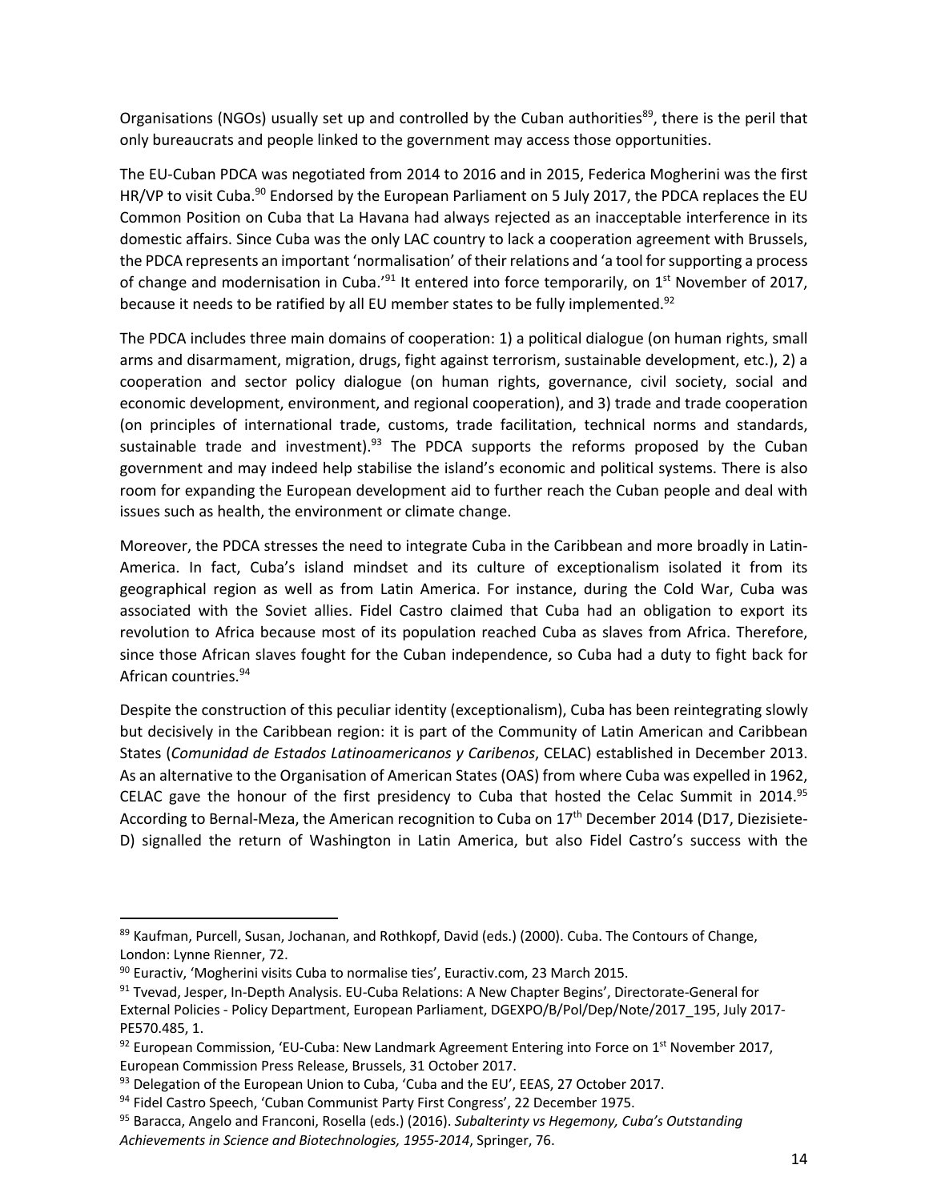Organisations (NGOs) usually set up and controlled by the Cuban authorities[89], there is the peril that only bureaucrats and people linked to the government may access those opportunities.

The EU-Cuban PDCA was negotiated from 2014 to 2016 and in 2015, Federica Mogherini was the first HR/VP to visit Cuba.[90] Endorsed by the European Parliament on 5 July 2017, the PDCA replaces the EU Common Position on Cuba that La Havana had always rejected as an inacceptable interference in its domestic affairs. Since Cuba was the only LAC country to lack a cooperation agreement with Brussels, the PDCA represents an important 'normalisation' of their relations and 'a tool for supporting a process of change and modernisation in Cuba.'[91] It entered into force temporarily, on 1st November of 2017, because it needs to be ratified by all EU member states to be fully implemented.[92]

The PDCA includes three main domains of cooperation: 1) a political dialogue (on human rights, small arms and disarmament, migration, drugs, fight against terrorism, sustainable development, etc.), 2) a cooperation and sector policy dialogue (on human rights, governance, civil society, social and economic development, environment, and regional cooperation), and 3) trade and trade cooperation (on principles of international trade, customs, trade facilitation, technical norms and standards, sustainable trade and investment).[93] The PDCA supports the reforms proposed by the Cuban government and may indeed help stabilise the island's economic and political systems. There is also room for expanding the European development aid to further reach the Cuban people and deal with issues such as health, the environment or climate change.

Moreover, the PDCA stresses the need to integrate Cuba in the Caribbean and more broadly in Latin-America. In fact, Cuba's island mindset and its culture of exceptionalism isolated it from its geographical region as well as from Latin America. For instance, during the Cold War, Cuba was associated with the Soviet allies. Fidel Castro claimed that Cuba had an obligation to export its revolution to Africa because most of its population reached Cuba as slaves from Africa. Therefore, since those African slaves fought for the Cuban independence, so Cuba had a duty to fight back for African countries.[94]

Despite the construction of this peculiar identity (exceptionalism), Cuba has been reintegrating slowly but decisively in the Caribbean region: it is part of the Community of Latin American and Caribbean States (*Comunidad de Estados Latinoamericanos y Caribenos*, CELAC) established in December 2013. As an alternative to the Organisation of American States (OAS) from where Cuba was expelled in 1962, CELAC gave the honour of the first presidency to Cuba that hosted the Celac Summit in 2014.[95] According to Bernal-Meza, the American recognition to Cuba on 17th December 2014 (D17, Diezisiete-D) signalled the return of Washington in Latin America, but also Fidel Castro's success with the

---

[89] Kaufman, Purcell, Susan, Jochanan, and Rothkopf, David (eds.) (2000). Cuba. The Contours of Change, London: Lynne Rienner, 72.

[90] Euractiv, 'Mogherini visits Cuba to normalise ties', Euractiv.com, 23 March 2015.

[91] Tvevad, Jesper, In-Depth Analysis. EU-Cuba Relations: A New Chapter Begins', Directorate-General for External Policies - Policy Department, European Parliament, DGEXPO/B/Pol/Dep/Note/2017_195, July 2017-PE570.485, 1.

[92] European Commission, 'EU-Cuba: New Landmark Agreement Entering into Force on 1st November 2017, European Commission Press Release, Brussels, 31 October 2017.

[93] Delegation of the European Union to Cuba, 'Cuba and the EU', EEAS, 27 October 2017.

[94] Fidel Castro Speech, 'Cuban Communist Party First Congress', 22 December 1975.

[95] Baracca, Angelo and Franconi, Rosella (eds.) (2016). *Subalterinty vs Hegemony, Cuba's Outstanding Achievements in Science and Biotechnologies, 1955-2014*, Springer, 76.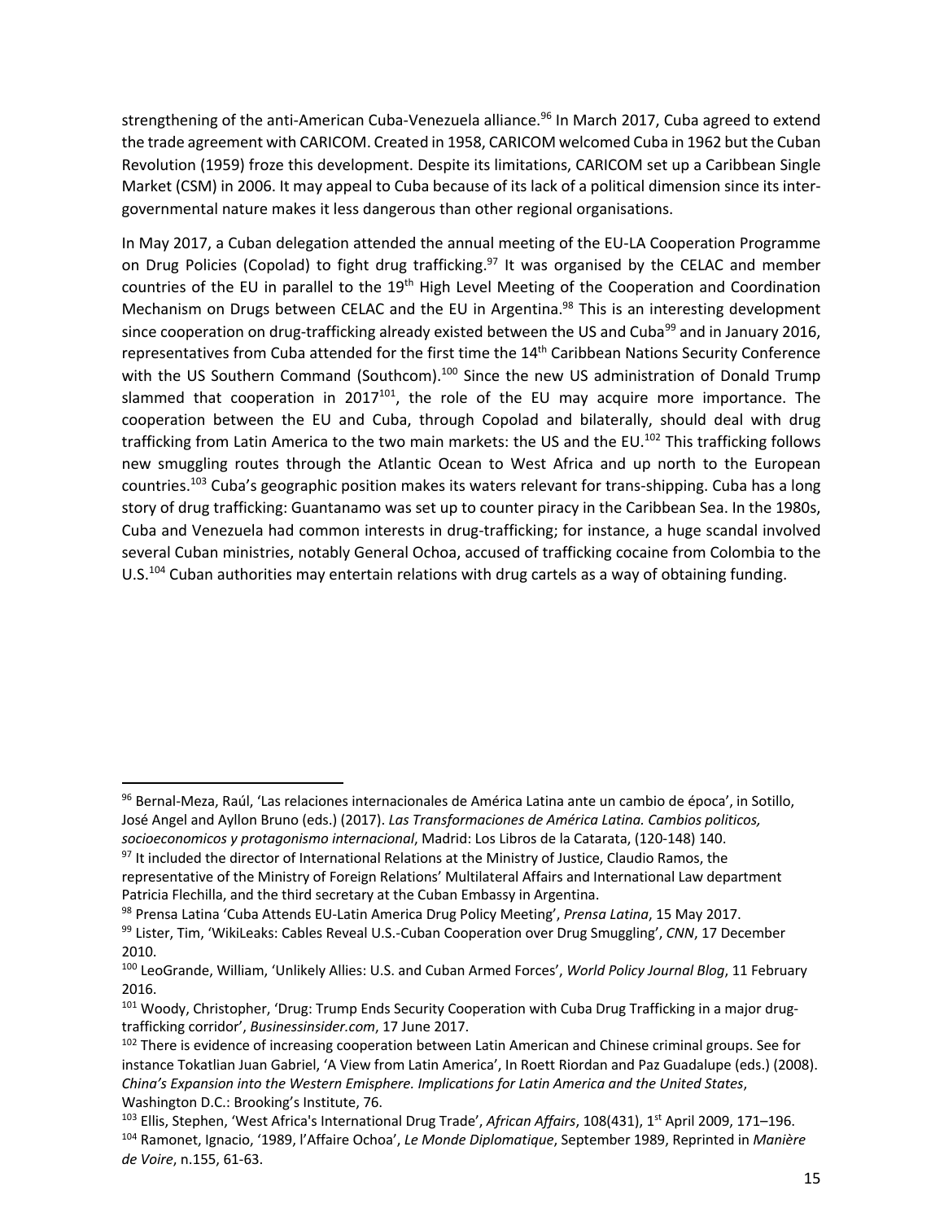strengthening of the anti-American Cuba-Venezuela alliance.[96] In March 2017, Cuba agreed to extend the trade agreement with CARICOM. Created in 1958, CARICOM welcomed Cuba in 1962 but the Cuban Revolution (1959) froze this development. Despite its limitations, CARICOM set up a Caribbean Single Market (CSM) in 2006. It may appeal to Cuba because of its lack of a political dimension since its inter-governmental nature makes it less dangerous than other regional organisations.

In May 2017, a Cuban delegation attended the annual meeting of the EU-LA Cooperation Programme on Drug Policies (Copolad) to fight drug trafficking.[97] It was organised by the CELAC and member countries of the EU in parallel to the 19th High Level Meeting of the Cooperation and Coordination Mechanism on Drugs between CELAC and the EU in Argentina.[98] This is an interesting development since cooperation on drug-trafficking already existed between the US and Cuba[99] and in January 2016, representatives from Cuba attended for the first time the 14th Caribbean Nations Security Conference with the US Southern Command (Southcom).[100] Since the new US administration of Donald Trump slammed that cooperation in 2017[101], the role of the EU may acquire more importance. The cooperation between the EU and Cuba, through Copolad and bilaterally, should deal with drug trafficking from Latin America to the two main markets: the US and the EU.[102] This trafficking follows new smuggling routes through the Atlantic Ocean to West Africa and up north to the European countries.[103] Cuba's geographic position makes its waters relevant for trans-shipping. Cuba has a long story of drug trafficking: Guantanamo was set up to counter piracy in the Caribbean Sea. In the 1980s, Cuba and Venezuela had common interests in drug-trafficking; for instance, a huge scandal involved several Cuban ministries, notably General Ochoa, accused of trafficking cocaine from Colombia to the U.S.[104] Cuban authorities may entertain relations with drug cartels as a way of obtaining funding.

---

[96] Bernal-Meza, Raúl, 'Las relaciones internacionales de América Latina ante un cambio de época', in Sotillo, José Angel and Ayllon Bruno (eds.) (2017). *Las Transformaciones de América Latina. Cambios politicos, socioeconomicos y protagonismo internacional*, Madrid: Los Libros de la Catarata, (120-148) 140.

[97] It included the director of International Relations at the Ministry of Justice, Claudio Ramos, the representative of the Ministry of Foreign Relations' Multilateral Affairs and International Law department Patricia Flechilla, and the third secretary at the Cuban Embassy in Argentina.

[98] Prensa Latina 'Cuba Attends EU-Latin America Drug Policy Meeting', *Prensa Latina*, 15 May 2017.

[99] Lister, Tim, 'WikiLeaks: Cables Reveal U.S.-Cuban Cooperation over Drug Smuggling', *CNN*, 17 December 2010.

[100] LeoGrande, William, 'Unlikely Allies: U.S. and Cuban Armed Forces', *World Policy Journal Blog*, 11 February 2016.

[101] Woody, Christopher, 'Drug: Trump Ends Security Cooperation with Cuba Drug Trafficking in a major drug-trafficking corridor', *Businessinsider.com*, 17 June 2017.

[102] There is evidence of increasing cooperation between Latin American and Chinese criminal groups. See for instance Tokatlian Juan Gabriel, 'A View from Latin America', In Roett Riordan and Paz Guadalupe (eds.) (2008). *China's Expansion into the Western Emisphere. Implications for Latin America and the United States*, Washington D.C.: Brooking's Institute, 76.

[103] Ellis, Stephen, 'West Africa's International Drug Trade', *African Affairs*, 108(431), 1st April 2009, 171–196.

[104] Ramonet, Ignacio, '1989, l'Affaire Ochoa', *Le Monde Diplomatique*, September 1989, Reprinted in *Manière de Voire*, n.155, 61-63.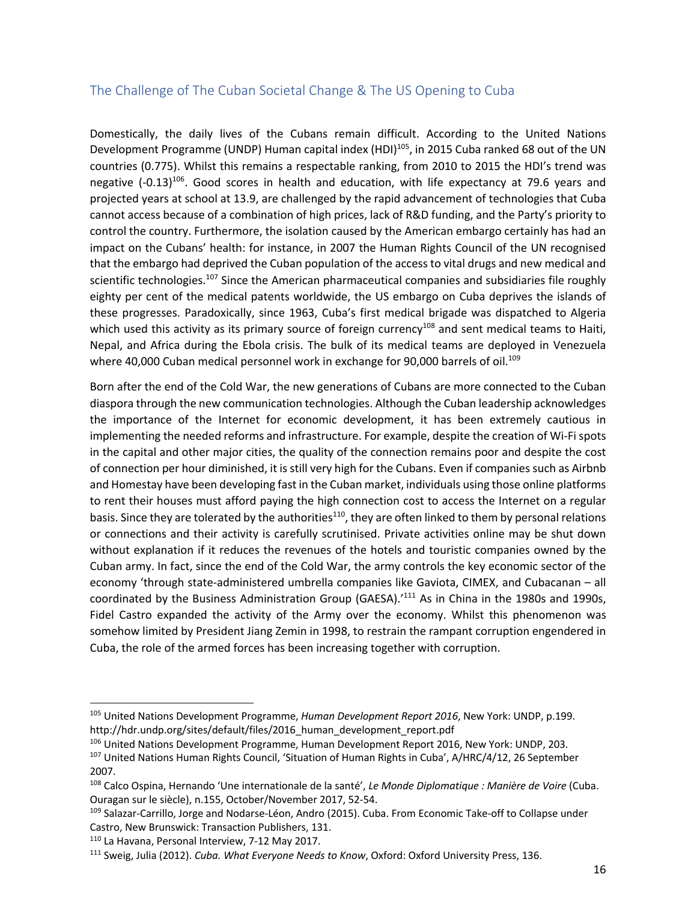## The Challenge of The Cuban Societal Change & The US Opening to Cuba

Domestically, the daily lives of the Cubans remain difficult. According to the United Nations Development Programme (UNDP) Human capital index (HDI)[105], in 2015 Cuba ranked 68 out of the UN countries (0.775). Whilst this remains a respectable ranking, from 2010 to 2015 the HDI's trend was negative (-0.13)[106]. Good scores in health and education, with life expectancy at 79.6 years and projected years at school at 13.9, are challenged by the rapid advancement of technologies that Cuba cannot access because of a combination of high prices, lack of R&D funding, and the Party's priority to control the country. Furthermore, the isolation caused by the American embargo certainly has had an impact on the Cubans' health: for instance, in 2007 the Human Rights Council of the UN recognised that the embargo had deprived the Cuban population of the access to vital drugs and new medical and scientific technologies.[107] Since the American pharmaceutical companies and subsidiaries file roughly eighty per cent of the medical patents worldwide, the US embargo on Cuba deprives the islands of these progresses. Paradoxically, since 1963, Cuba's first medical brigade was dispatched to Algeria which used this activity as its primary source of foreign currency[108] and sent medical teams to Haiti, Nepal, and Africa during the Ebola crisis. The bulk of its medical teams are deployed in Venezuela where 40,000 Cuban medical personnel work in exchange for 90,000 barrels of oil.[109]

Born after the end of the Cold War, the new generations of Cubans are more connected to the Cuban diaspora through the new communication technologies. Although the Cuban leadership acknowledges the importance of the Internet for economic development, it has been extremely cautious in implementing the needed reforms and infrastructure. For example, despite the creation of Wi-Fi spots in the capital and other major cities, the quality of the connection remains poor and despite the cost of connection per hour diminished, it is still very high for the Cubans. Even if companies such as Airbnb and Homestay have been developing fast in the Cuban market, individuals using those online platforms to rent their houses must afford paying the high connection cost to access the Internet on a regular basis. Since they are tolerated by the authorities[110], they are often linked to them by personal relations or connections and their activity is carefully scrutinised. Private activities online may be shut down without explanation if it reduces the revenues of the hotels and touristic companies owned by the Cuban army. In fact, since the end of the Cold War, the army controls the key economic sector of the economy 'through state-administered umbrella companies like Gaviota, CIMEX, and Cubacanan – all coordinated by the Business Administration Group (GAESA).'[111] As in China in the 1980s and 1990s, Fidel Castro expanded the activity of the Army over the economy. Whilst this phenomenon was somehow limited by President Jiang Zemin in 1998, to restrain the rampant corruption engendered in Cuba, the role of the armed forces has been increasing together with corruption.

---

[105] United Nations Development Programme, *Human Development Report 2016*, New York: UNDP, p.199. http://hdr.undp.org/sites/default/files/2016_human_development_report.pdf

[106] United Nations Development Programme, Human Development Report 2016, New York: UNDP, 203.

[107] United Nations Human Rights Council, 'Situation of Human Rights in Cuba', A/HRC/4/12, 26 September 2007.

[108] Calco Ospina, Hernando 'Une internationale de la santé', *Le Monde Diplomatique : Manière de Voire* (Cuba. Ouragan sur le siècle), n.155, October/November 2017, 52-54.

[109] Salazar-Carrillo, Jorge and Nodarse-Léon, Andro (2015). Cuba. From Economic Take-off to Collapse under Castro, New Brunswick: Transaction Publishers, 131.

[110] La Havana, Personal Interview, 7-12 May 2017.

[111] Sweig, Julia (2012). *Cuba. What Everyone Needs to Know*, Oxford: Oxford University Press, 136.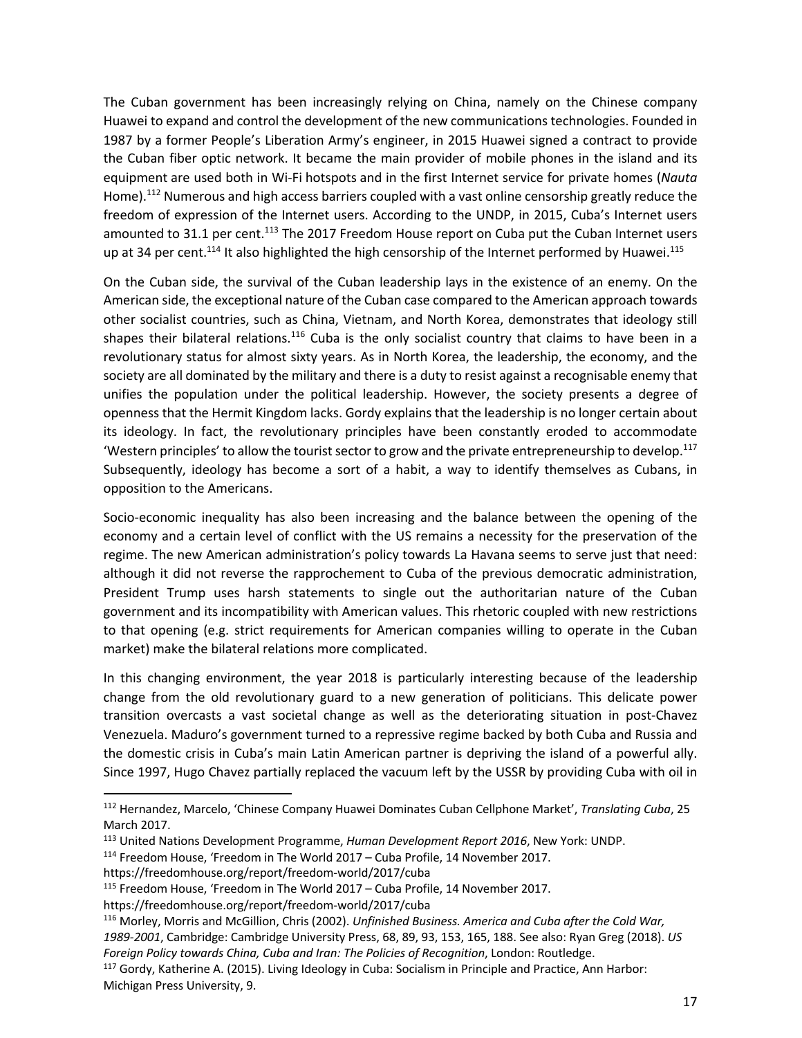The Cuban government has been increasingly relying on China, namely on the Chinese company Huawei to expand and control the development of the new communications technologies. Founded in 1987 by a former People's Liberation Army's engineer, in 2015 Huawei signed a contract to provide the Cuban fiber optic network. It became the main provider of mobile phones in the island and its equipment are used both in Wi-Fi hotspots and in the first Internet service for private homes (*Nauta* Home).[112] Numerous and high access barriers coupled with a vast online censorship greatly reduce the freedom of expression of the Internet users. According to the UNDP, in 2015, Cuba's Internet users amounted to 31.1 per cent.[113] The 2017 Freedom House report on Cuba put the Cuban Internet users up at 34 per cent.[114] It also highlighted the high censorship of the Internet performed by Huawei.[115]

On the Cuban side, the survival of the Cuban leadership lays in the existence of an enemy. On the American side, the exceptional nature of the Cuban case compared to the American approach towards other socialist countries, such as China, Vietnam, and North Korea, demonstrates that ideology still shapes their bilateral relations.[116] Cuba is the only socialist country that claims to have been in a revolutionary status for almost sixty years. As in North Korea, the leadership, the economy, and the society are all dominated by the military and there is a duty to resist against a recognisable enemy that unifies the population under the political leadership. However, the society presents a degree of openness that the Hermit Kingdom lacks. Gordy explains that the leadership is no longer certain about its ideology. In fact, the revolutionary principles have been constantly eroded to accommodate 'Western principles' to allow the tourist sector to grow and the private entrepreneurship to develop.[117] Subsequently, ideology has become a sort of a habit, a way to identify themselves as Cubans, in opposition to the Americans.

Socio-economic inequality has also been increasing and the balance between the opening of the economy and a certain level of conflict with the US remains a necessity for the preservation of the regime. The new American administration's policy towards La Havana seems to serve just that need: although it did not reverse the rapprochement to Cuba of the previous democratic administration, President Trump uses harsh statements to single out the authoritarian nature of the Cuban government and its incompatibility with American values. This rhetoric coupled with new restrictions to that opening (e.g. strict requirements for American companies willing to operate in the Cuban market) make the bilateral relations more complicated.

In this changing environment, the year 2018 is particularly interesting because of the leadership change from the old revolutionary guard to a new generation of politicians. This delicate power transition overcasts a vast societal change as well as the deteriorating situation in post-Chavez Venezuela. Maduro's government turned to a repressive regime backed by both Cuba and Russia and the domestic crisis in Cuba's main Latin American partner is depriving the island of a powerful ally. Since 1997, Hugo Chavez partially replaced the vacuum left by the USSR by providing Cuba with oil in

---

[112] Hernandez, Marcelo, 'Chinese Company Huawei Dominates Cuban Cellphone Market', *Translating Cuba*, 25 March 2017.

[113] United Nations Development Programme, *Human Development Report 2016*, New York: UNDP.

[114] Freedom House, 'Freedom in The World 2017 – Cuba Profile, 14 November 2017. https://freedomhouse.org/report/freedom-world/2017/cuba

[115] Freedom House, 'Freedom in The World 2017 – Cuba Profile, 14 November 2017. https://freedomhouse.org/report/freedom-world/2017/cuba

[116] Morley, Morris and McGillion, Chris (2002). *Unfinished Business. America and Cuba after the Cold War, 1989-2001*, Cambridge: Cambridge University Press, 68, 89, 93, 153, 165, 188. See also: Ryan Greg (2018). *US Foreign Policy towards China, Cuba and Iran: The Policies of Recognition*, London: Routledge.

[117] Gordy, Katherine A. (2015). Living Ideology in Cuba: Socialism in Principle and Practice, Ann Harbor: Michigan Press University, 9.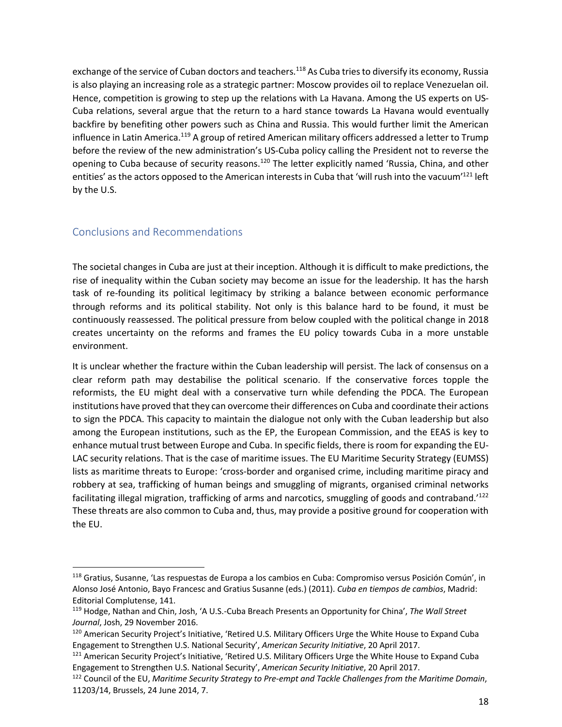exchange of the service of Cuban doctors and teachers.[118] As Cuba tries to diversify its economy, Russia is also playing an increasing role as a strategic partner: Moscow provides oil to replace Venezuelan oil. Hence, competition is growing to step up the relations with La Havana. Among the US experts on US-Cuba relations, several argue that the return to a hard stance towards La Havana would eventually backfire by benefiting other powers such as China and Russia. This would further limit the American influence in Latin America.[119] A group of retired American military officers addressed a letter to Trump before the review of the new administration's US-Cuba policy calling the President not to reverse the opening to Cuba because of security reasons.[120] The letter explicitly named 'Russia, China, and other entities' as the actors opposed to the American interests in Cuba that 'will rush into the vacuum'[121] left by the U.S.

## Conclusions and Recommendations

The societal changes in Cuba are just at their inception. Although it is difficult to make predictions, the rise of inequality within the Cuban society may become an issue for the leadership. It has the harsh task of re-founding its political legitimacy by striking a balance between economic performance through reforms and its political stability. Not only is this balance hard to be found, it must be continuously reassessed. The political pressure from below coupled with the political change in 2018 creates uncertainty on the reforms and frames the EU policy towards Cuba in a more unstable environment.

It is unclear whether the fracture within the Cuban leadership will persist. The lack of consensus on a clear reform path may destabilise the political scenario. If the conservative forces topple the reformists, the EU might deal with a conservative turn while defending the PDCA. The European institutions have proved that they can overcome their differences on Cuba and coordinate their actions to sign the PDCA. This capacity to maintain the dialogue not only with the Cuban leadership but also among the European institutions, such as the EP, the European Commission, and the EEAS is key to enhance mutual trust between Europe and Cuba. In specific fields, there is room for expanding the EU-LAC security relations. That is the case of maritime issues. The EU Maritime Security Strategy (EUMSS) lists as maritime threats to Europe: 'cross-border and organised crime, including maritime piracy and robbery at sea, trafficking of human beings and smuggling of migrants, organised criminal networks facilitating illegal migration, trafficking of arms and narcotics, smuggling of goods and contraband.'[122] These threats are also common to Cuba and, thus, may provide a positive ground for cooperation with the EU.

---

[118] Gratius, Susanne, 'Las respuestas de Europa a los cambios en Cuba: Compromiso versus Posición Común', in Alonso José Antonio, Bayo Francesc and Gratius Susanne (eds.) (2011). *Cuba en tiempos de cambios*, Madrid: Editorial Complutense, 141.

[119] Hodge, Nathan and Chin, Josh, 'A U.S.-Cuba Breach Presents an Opportunity for China', *The Wall Street Journal*, Josh, 29 November 2016.

[120] American Security Project's Initiative, 'Retired U.S. Military Officers Urge the White House to Expand Cuba Engagement to Strengthen U.S. National Security', *American Security Initiative*, 20 April 2017.

[121] American Security Project's Initiative, 'Retired U.S. Military Officers Urge the White House to Expand Cuba Engagement to Strengthen U.S. National Security', *American Security Initiative*, 20 April 2017.

[122] Council of the EU, *Maritime Security Strategy to Pre-empt and Tackle Challenges from the Maritime Domain*, 11203/14, Brussels, 24 June 2014, 7.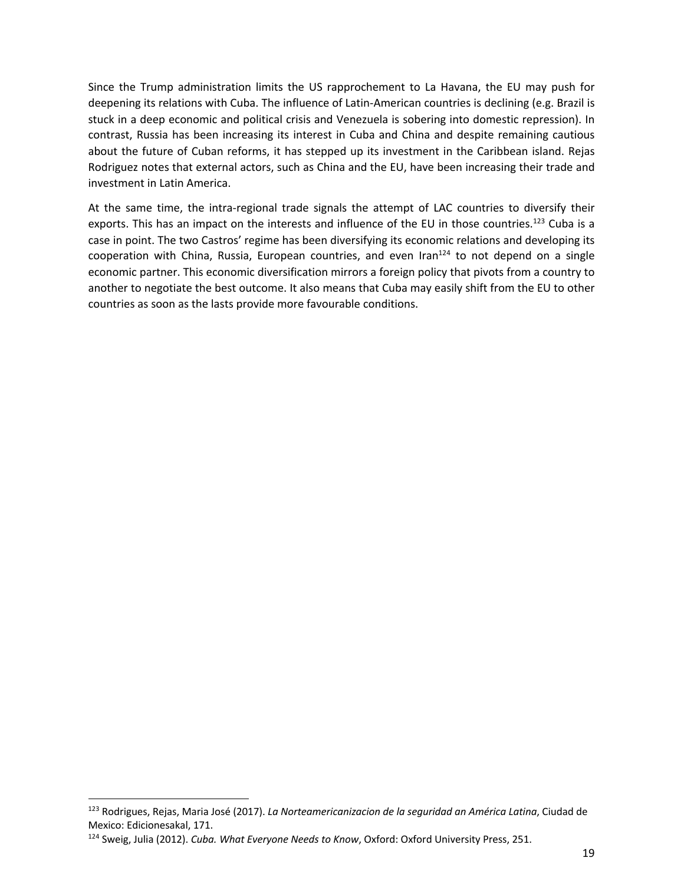Since the Trump administration limits the US rapprochement to La Havana, the EU may push for deepening its relations with Cuba. The influence of Latin-American countries is declining (e.g. Brazil is stuck in a deep economic and political crisis and Venezuela is sobering into domestic repression). In contrast, Russia has been increasing its interest in Cuba and China and despite remaining cautious about the future of Cuban reforms, it has stepped up its investment in the Caribbean island. Rejas Rodriguez notes that external actors, such as China and the EU, have been increasing their trade and investment in Latin America.

At the same time, the intra-regional trade signals the attempt of LAC countries to diversify their exports. This has an impact on the interests and influence of the EU in those countries.[123] Cuba is a case in point. The two Castros' regime has been diversifying its economic relations and developing its cooperation with China, Russia, European countries, and even Iran[124] to not depend on a single economic partner. This economic diversification mirrors a foreign policy that pivots from a country to another to negotiate the best outcome. It also means that Cuba may easily shift from the EU to other countries as soon as the lasts provide more favourable conditions.

---

[123] Rodrigues, Rejas, Maria José (2017). *La Norteamericanizacion de la seguridad an América Latina*, Ciudad de Mexico: Edicionesakal, 171.

[124] Sweig, Julia (2012). *Cuba. What Everyone Needs to Know*, Oxford: Oxford University Press, 251.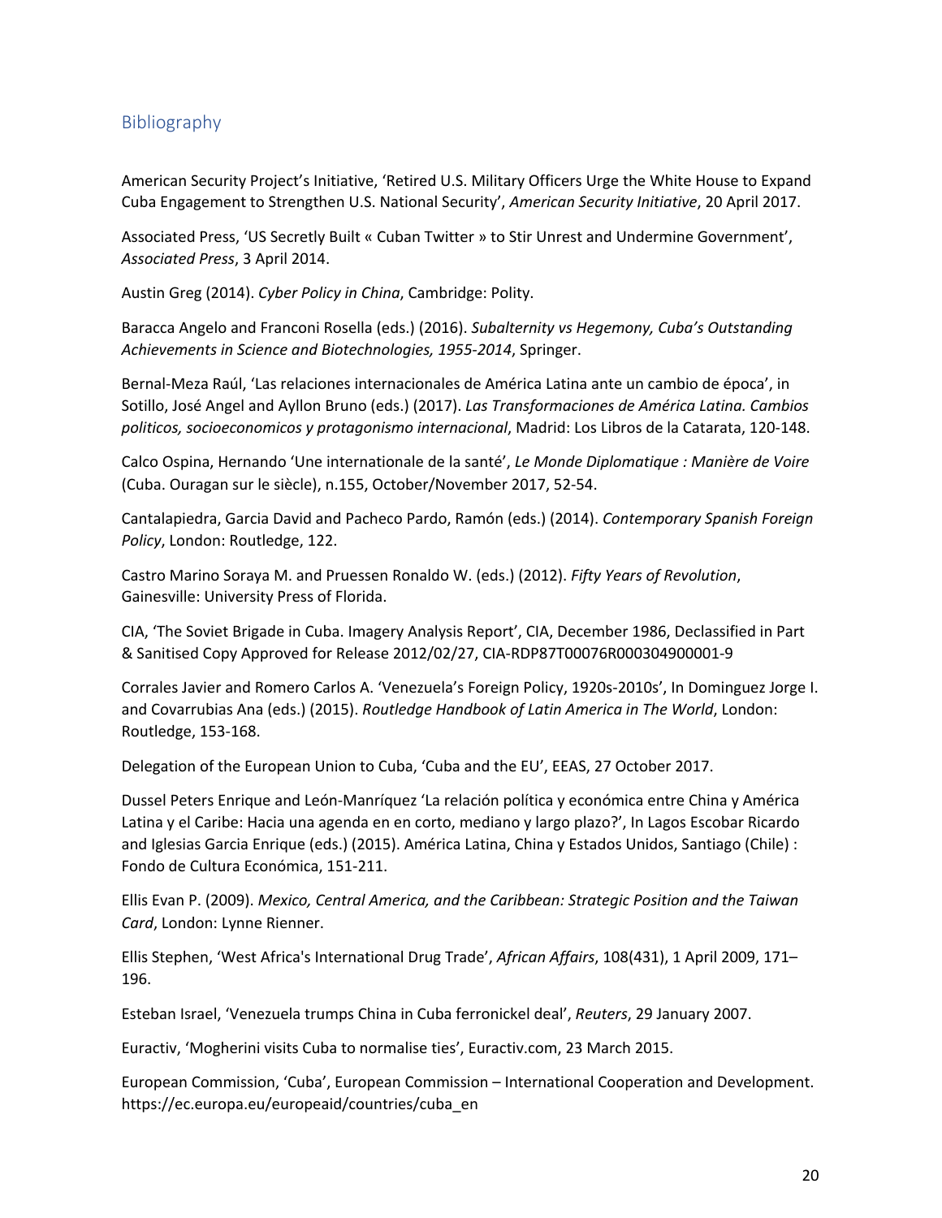## Bibliography

American Security Project's Initiative, 'Retired U.S. Military Officers Urge the White House to Expand Cuba Engagement to Strengthen U.S. National Security', *American Security Initiative*, 20 April 2017.

Associated Press, 'US Secretly Built « Cuban Twitter » to Stir Unrest and Undermine Government', *Associated Press*, 3 April 2014.

Austin Greg (2014). *Cyber Policy in China*, Cambridge: Polity.

Baracca Angelo and Franconi Rosella (eds.) (2016). *Subalternity vs Hegemony, Cuba's Outstanding Achievements in Science and Biotechnologies, 1955-2014*, Springer.

Bernal-Meza Raúl, 'Las relaciones internacionales de América Latina ante un cambio de época', in Sotillo, José Angel and Ayllon Bruno (eds.) (2017). *Las Transformaciones de América Latina. Cambios politicos, socioeconomicos y protagonismo internacional*, Madrid: Los Libros de la Catarata, 120-148.

Calco Ospina, Hernando 'Une internationale de la santé', *Le Monde Diplomatique : Manière de Voire* (Cuba. Ouragan sur le siècle), n.155, October/November 2017, 52-54.

Cantalapiedra, Garcia David and Pacheco Pardo, Ramón (eds.) (2014). *Contemporary Spanish Foreign Policy*, London: Routledge, 122.

Castro Marino Soraya M. and Pruessen Ronaldo W. (eds.) (2012). *Fifty Years of Revolution*, Gainesville: University Press of Florida.

CIA, 'The Soviet Brigade in Cuba. Imagery Analysis Report', CIA, December 1986, Declassified in Part & Sanitised Copy Approved for Release 2012/02/27, CIA-RDP87T00076R000304900001-9

Corrales Javier and Romero Carlos A. 'Venezuela's Foreign Policy, 1920s-2010s', In Dominguez Jorge I. and Covarrubias Ana (eds.) (2015). *Routledge Handbook of Latin America in The World*, London: Routledge, 153-168.

Delegation of the European Union to Cuba, 'Cuba and the EU', EEAS, 27 October 2017.

Dussel Peters Enrique and León-Manríquez 'La relación política y económica entre China y América Latina y el Caribe: Hacia una agenda en en corto, mediano y largo plazo?', In Lagos Escobar Ricardo and Iglesias Garcia Enrique (eds.) (2015). América Latina, China y Estados Unidos, Santiago (Chile) : Fondo de Cultura Económica, 151-211.

Ellis Evan P. (2009). *Mexico, Central America, and the Caribbean: Strategic Position and the Taiwan Card*, London: Lynne Rienner.

Ellis Stephen, 'West Africa's International Drug Trade', *African Affairs*, 108(431), 1 April 2009, 171–196.

Esteban Israel, 'Venezuela trumps China in Cuba ferronickel deal', *Reuters*, 29 January 2007.

Euractiv, 'Mogherini visits Cuba to normalise ties', Euractiv.com, 23 March 2015.

European Commission, 'Cuba', European Commission – International Cooperation and Development. https://ec.europa.eu/europeaid/countries/cuba_en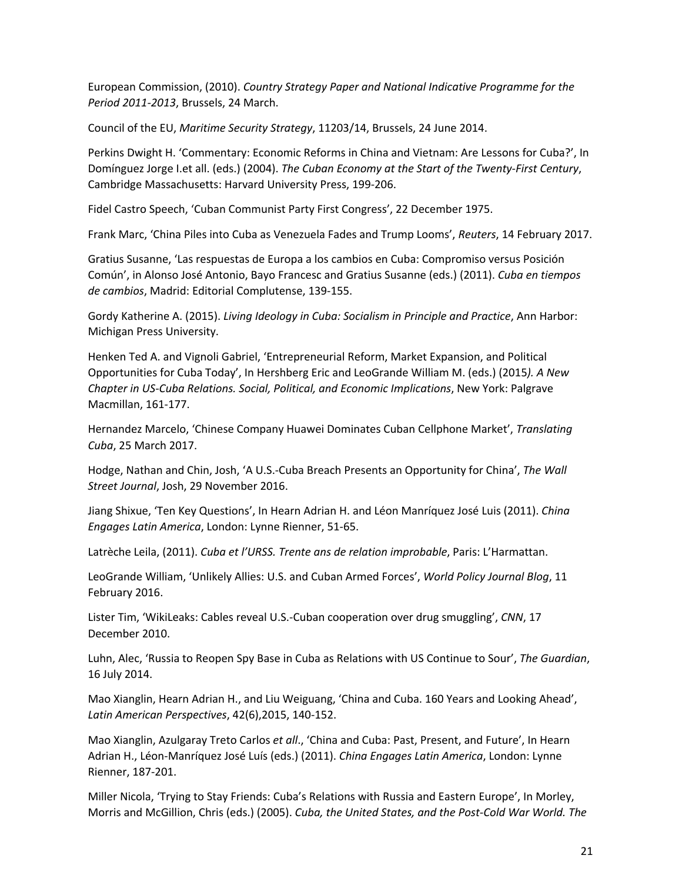European Commission, (2010). *Country Strategy Paper and National Indicative Programme for the Period 2011-2013*, Brussels, 24 March.

Council of the EU, *Maritime Security Strategy*, 11203/14, Brussels, 24 June 2014.

Perkins Dwight H. 'Commentary: Economic Reforms in China and Vietnam: Are Lessons for Cuba?', In Domínguez Jorge I.et all. (eds.) (2004). *The Cuban Economy at the Start of the Twenty-First Century*, Cambridge Massachusetts: Harvard University Press, 199-206.

Fidel Castro Speech, 'Cuban Communist Party First Congress', 22 December 1975.

Frank Marc, 'China Piles into Cuba as Venezuela Fades and Trump Looms', *Reuters*, 14 February 2017.

Gratius Susanne, 'Las respuestas de Europa a los cambios en Cuba: Compromiso versus Posición Común', in Alonso José Antonio, Bayo Francesc and Gratius Susanne (eds.) (2011). *Cuba en tiempos de cambios*, Madrid: Editorial Complutense, 139-155.

Gordy Katherine A. (2015). *Living Ideology in Cuba: Socialism in Principle and Practice*, Ann Harbor: Michigan Press University.

Henken Ted A. and Vignoli Gabriel, 'Entrepreneurial Reform, Market Expansion, and Political Opportunities for Cuba Today', In Hershberg Eric and LeoGrande William M. (eds.) (2015*). A New Chapter in US-Cuba Relations. Social, Political, and Economic Implications*, New York: Palgrave Macmillan, 161-177.

Hernandez Marcelo, 'Chinese Company Huawei Dominates Cuban Cellphone Market', *Translating Cuba*, 25 March 2017.

Hodge, Nathan and Chin, Josh, 'A U.S.-Cuba Breach Presents an Opportunity for China', *The Wall Street Journal*, Josh, 29 November 2016.

Jiang Shixue, 'Ten Key Questions', In Hearn Adrian H. and Léon Manríquez José Luis (2011). *China Engages Latin America*, London: Lynne Rienner, 51-65.

Latrèche Leila, (2011). *Cuba et l'URSS. Trente ans de relation improbable*, Paris: L'Harmattan.

LeoGrande William, 'Unlikely Allies: U.S. and Cuban Armed Forces', *World Policy Journal Blog*, 11 February 2016.

Lister Tim, 'WikiLeaks: Cables reveal U.S.-Cuban cooperation over drug smuggling', *CNN*, 17 December 2010.

Luhn, Alec, 'Russia to Reopen Spy Base in Cuba as Relations with US Continue to Sour', *The Guardian*, 16 July 2014.

Mao Xianglin, Hearn Adrian H., and Liu Weiguang, 'China and Cuba. 160 Years and Looking Ahead', *Latin American Perspectives*, 42(6),2015, 140-152.

Mao Xianglin, Azulgaray Treto Carlos *et all*., 'China and Cuba: Past, Present, and Future', In Hearn Adrian H., Léon-Manríquez José Luís (eds.) (2011). *China Engages Latin America*, London: Lynne Rienner, 187-201.

Miller Nicola, 'Trying to Stay Friends: Cuba's Relations with Russia and Eastern Europe', In Morley, Morris and McGillion, Chris (eds.) (2005). *Cuba, the United States, and the Post-Cold War World. The*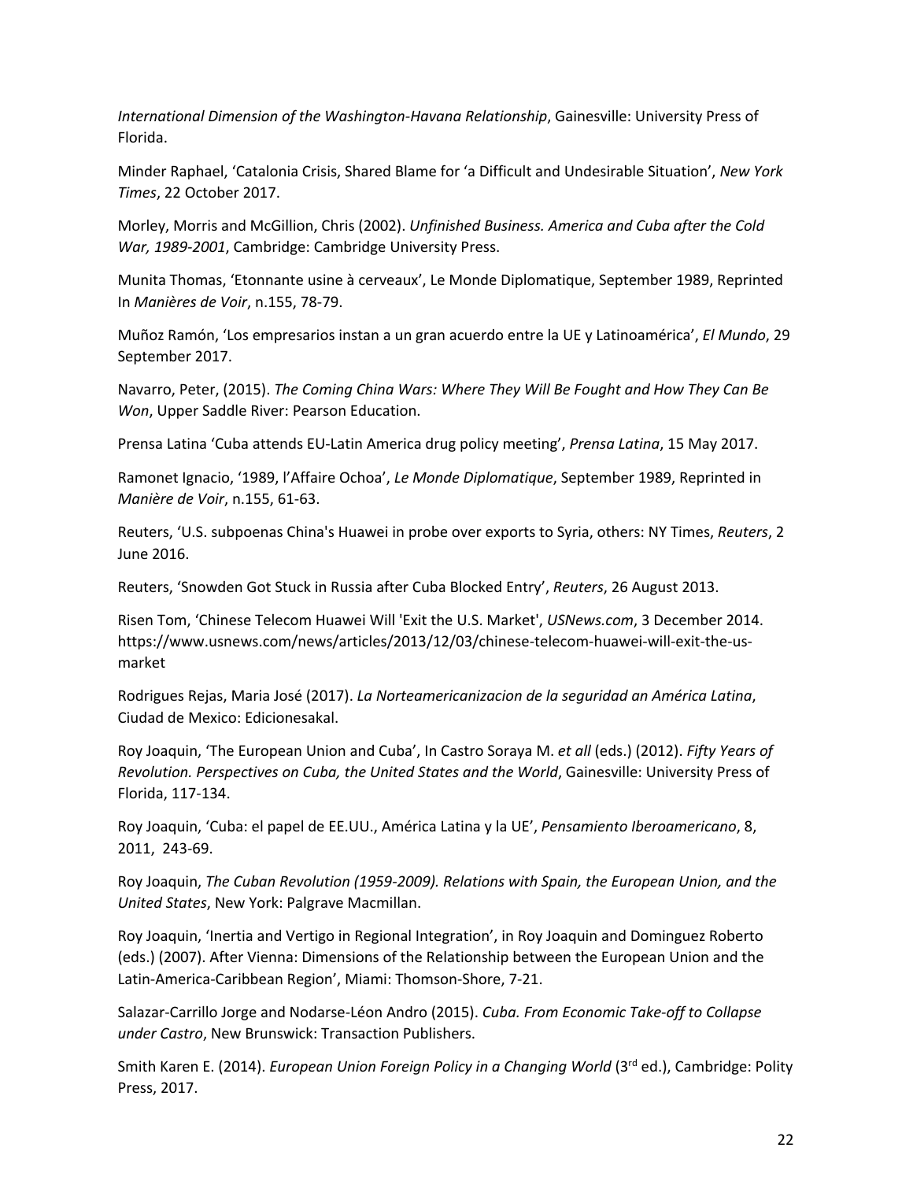*International Dimension of the Washington-Havana Relationship*, Gainesville: University Press of Florida.

Minder Raphael, 'Catalonia Crisis, Shared Blame for 'a Difficult and Undesirable Situation', *New York Times*, 22 October 2017.

Morley, Morris and McGillion, Chris (2002). *Unfinished Business. America and Cuba after the Cold War, 1989-2001*, Cambridge: Cambridge University Press.

Munita Thomas, 'Etonnante usine à cerveaux', Le Monde Diplomatique, September 1989, Reprinted In *Manières de Voir*, n.155, 78-79.

Muñoz Ramón, 'Los empresarios instan a un gran acuerdo entre la UE y Latinoamérica', *El Mundo*, 29 September 2017.

Navarro, Peter, (2015). *The Coming China Wars: Where They Will Be Fought and How They Can Be Won*, Upper Saddle River: Pearson Education.

Prensa Latina 'Cuba attends EU-Latin America drug policy meeting', *Prensa Latina*, 15 May 2017.

Ramonet Ignacio, '1989, l'Affaire Ochoa', *Le Monde Diplomatique*, September 1989, Reprinted in *Manière de Voir*, n.155, 61-63.

Reuters, 'U.S. subpoenas China's Huawei in probe over exports to Syria, others: NY Times, *Reuters*, 2 June 2016.

Reuters, 'Snowden Got Stuck in Russia after Cuba Blocked Entry', *Reuters*, 26 August 2013.

Risen Tom, 'Chinese Telecom Huawei Will 'Exit the U.S. Market', *USNews.com*, 3 December 2014. https://www.usnews.com/news/articles/2013/12/03/chinese-telecom-huawei-will-exit-the-us-market

Rodrigues Rejas, Maria José (2017). *La Norteamericanizacion de la seguridad an América Latina*, Ciudad de Mexico: Edicionesakal.

Roy Joaquin, 'The European Union and Cuba', In Castro Soraya M. *et all* (eds.) (2012). *Fifty Years of Revolution. Perspectives on Cuba, the United States and the World*, Gainesville: University Press of Florida, 117-134.

Roy Joaquin, 'Cuba: el papel de EE.UU., América Latina y la UE', *Pensamiento Iberoamericano*, 8, 2011, 243-69.

Roy Joaquin, *The Cuban Revolution (1959-2009). Relations with Spain, the European Union, and the United States*, New York: Palgrave Macmillan.

Roy Joaquin, 'Inertia and Vertigo in Regional Integration', in Roy Joaquin and Dominguez Roberto (eds.) (2007). After Vienna: Dimensions of the Relationship between the European Union and the Latin-America-Caribbean Region', Miami: Thomson-Shore, 7-21.

Salazar-Carrillo Jorge and Nodarse-Léon Andro (2015). *Cuba. From Economic Take-off to Collapse under Castro*, New Brunswick: Transaction Publishers.

Smith Karen E. (2014). *European Union Foreign Policy in a Changing World* (3rd ed.), Cambridge: Polity Press, 2017.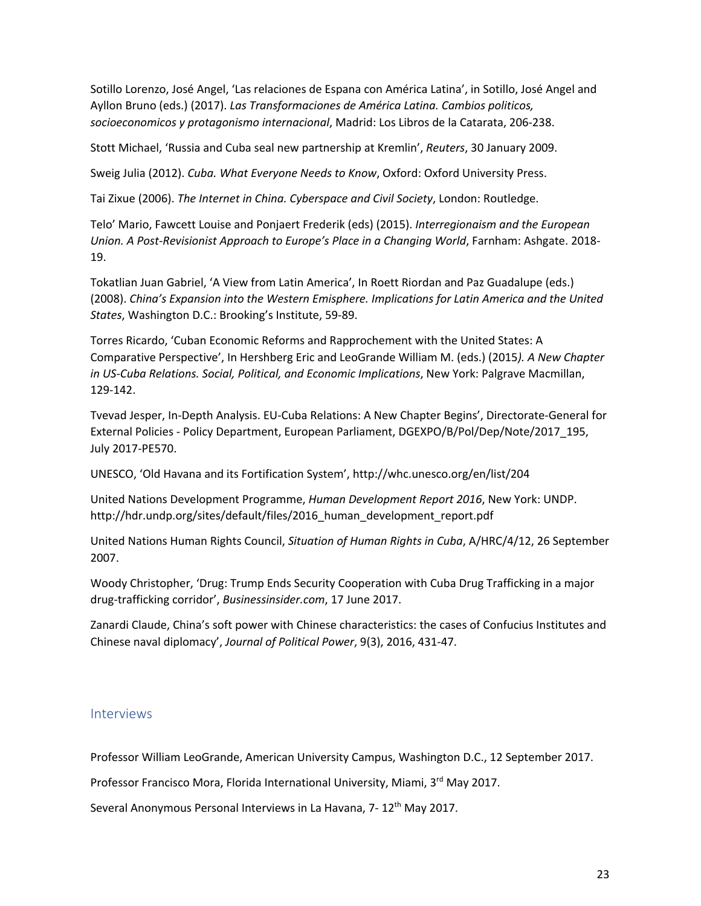Sotillo Lorenzo, José Angel, 'Las relaciones de Espana con América Latina', in Sotillo, José Angel and Ayllon Bruno (eds.) (2017). *Las Transformaciones de América Latina. Cambios politicos, socioeconomicos y protagonismo internacional*, Madrid: Los Libros de la Catarata, 206-238.

Stott Michael, 'Russia and Cuba seal new partnership at Kremlin', *Reuters*, 30 January 2009.

Sweig Julia (2012). *Cuba. What Everyone Needs to Know*, Oxford: Oxford University Press.

Tai Zixue (2006). *The Internet in China. Cyberspace and Civil Society*, London: Routledge.

Telo' Mario, Fawcett Louise and Ponjaert Frederik (eds) (2015). *Interregionaism and the European Union. A Post-Revisionist Approach to Europe's Place in a Changing World*, Farnham: Ashgate. 2018-19.

Tokatlian Juan Gabriel, 'A View from Latin America', In Roett Riordan and Paz Guadalupe (eds.) (2008). *China's Expansion into the Western Emisphere. Implications for Latin America and the United States*, Washington D.C.: Brooking's Institute, 59-89.

Torres Ricardo, 'Cuban Economic Reforms and Rapprochement with the United States: A Comparative Perspective', In Hershberg Eric and LeoGrande William M. (eds.) (2015*). A New Chapter in US-Cuba Relations. Social, Political, and Economic Implications*, New York: Palgrave Macmillan, 129-142.

Tvevad Jesper, In-Depth Analysis. EU-Cuba Relations: A New Chapter Begins', Directorate-General for External Policies - Policy Department, European Parliament, DGEXPO/B/Pol/Dep/Note/2017_195, July 2017-PE570.

UNESCO, 'Old Havana and its Fortification System', http://whc.unesco.org/en/list/204

United Nations Development Programme, *Human Development Report 2016*, New York: UNDP. http://hdr.undp.org/sites/default/files/2016_human_development_report.pdf

United Nations Human Rights Council, *Situation of Human Rights in Cuba*, A/HRC/4/12, 26 September 2007.

Woody Christopher, 'Drug: Trump Ends Security Cooperation with Cuba Drug Trafficking in a major drug-trafficking corridor', *Businessinsider.com*, 17 June 2017.

Zanardi Claude, China's soft power with Chinese characteristics: the cases of Confucius Institutes and Chinese naval diplomacy', *Journal of Political Power*, 9(3), 2016, 431-47.

## Interviews

Professor William LeoGrande, American University Campus, Washington D.C., 12 September 2017.

Professor Francisco Mora, Florida International University, Miami, 3rd May 2017.

Several Anonymous Personal Interviews in La Havana, 7- 12th May 2017.